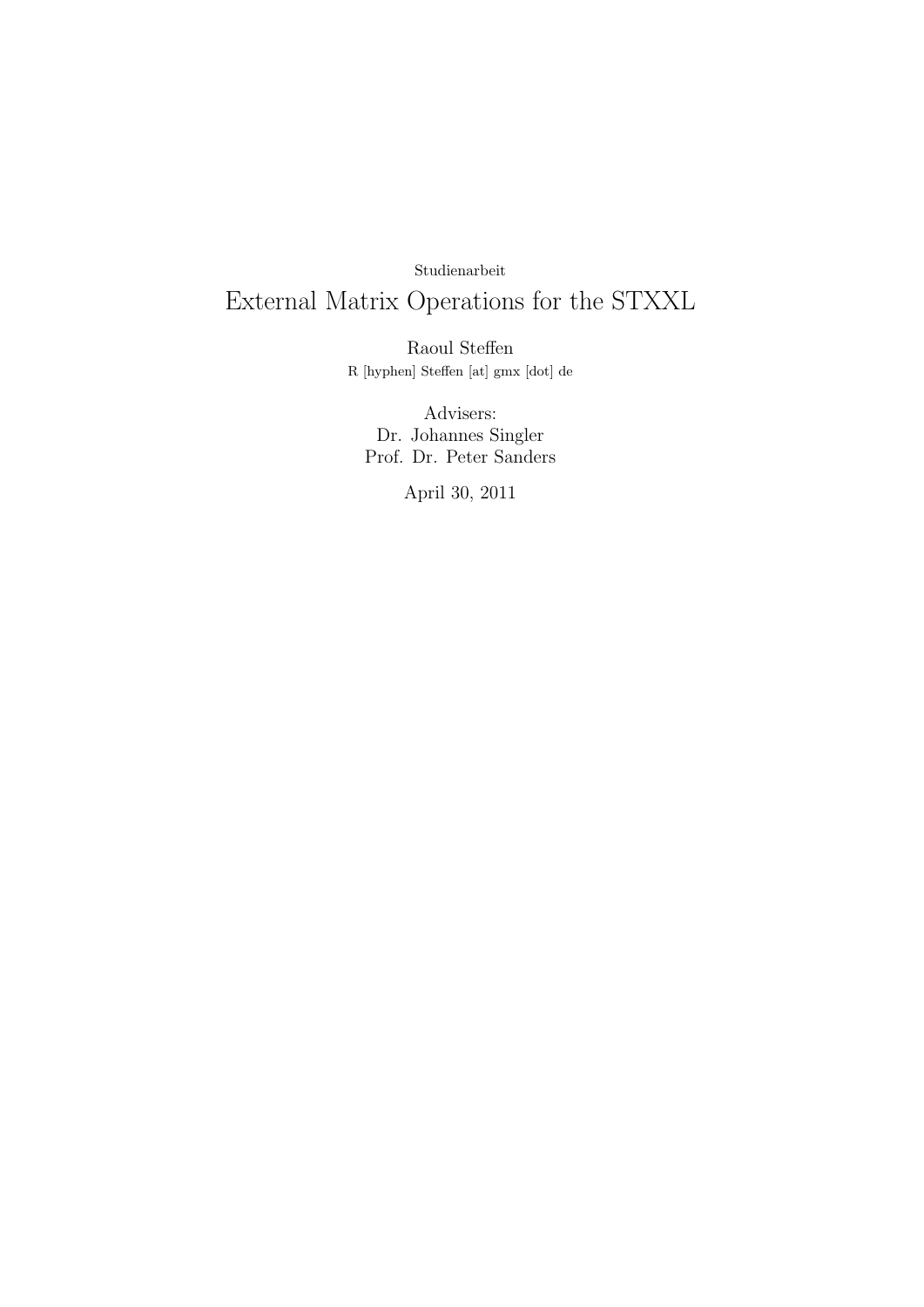Studienarbeit

# External Matrix Operations for the STXXL

Raoul Steffen

R [hyphen] Steffen [at] gmx [dot] de

Advisers:

Dr. Johannes Singler

Prof. Dr. Peter Sanders

April 30, 2011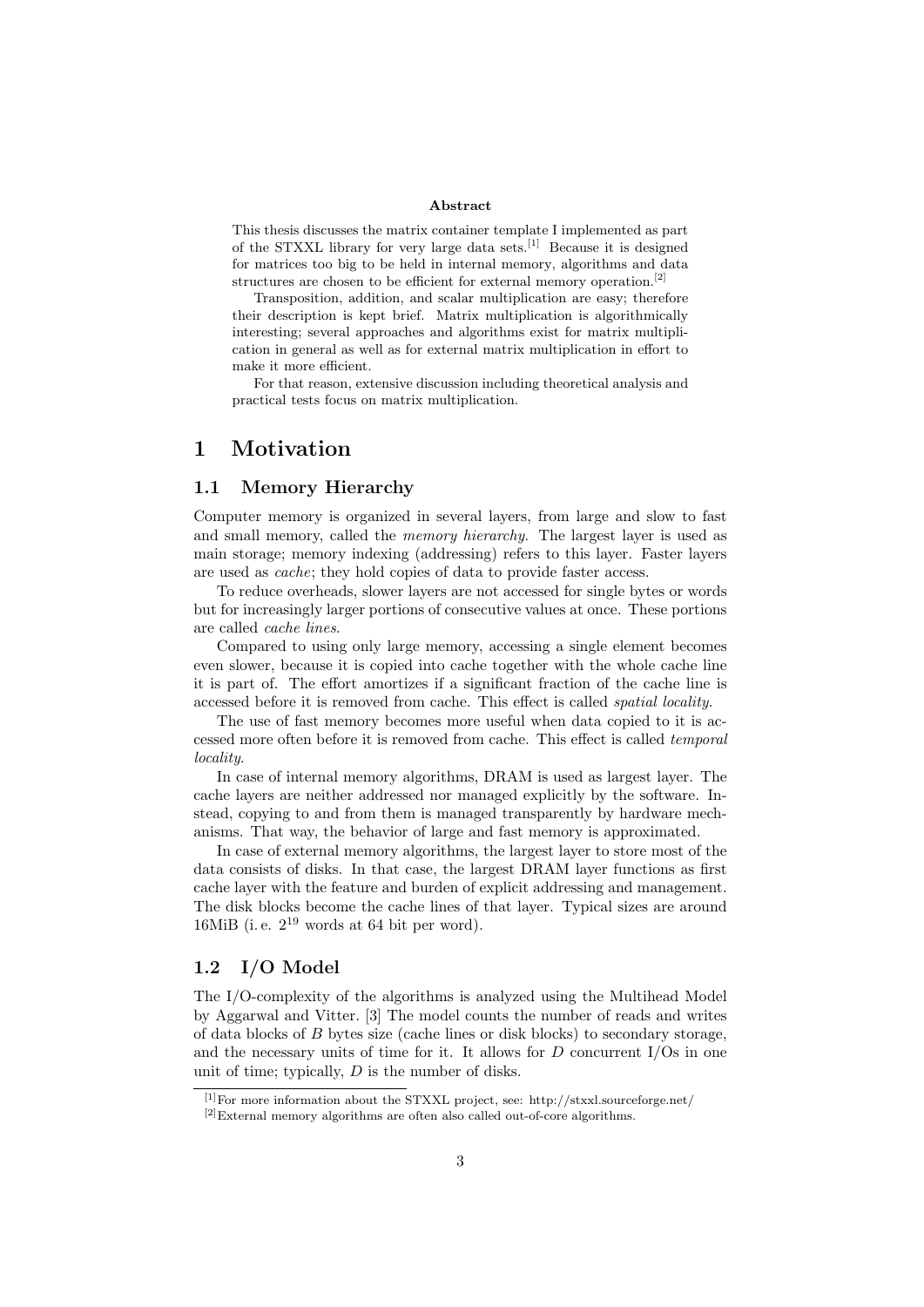**Abstract**

This thesis discusses the matrix container template I implemented as part of the STXXL library for very large data sets.[1] Because it is designed for matrices too big to be held in internal memory, algorithms and data structures are chosen to be efficient for external memory operation.[2]

Transposition, addition, and scalar multiplication are easy; therefore their description is kept brief. Matrix multiplication is algorithmically interesting; several approaches and algorithms exist for matrix multiplication in general as well as for external matrix multiplication in effort to make it more efficient.

For that reason, extensive discussion including theoretical analysis and practical tests focus on matrix multiplication.

# 1 Motivation

## 1.1 Memory Hierarchy

Computer memory is organized in several layers, from large and slow to fast and small memory, called the *memory hierarchy*. The largest layer is used as main storage; memory indexing (addressing) refers to this layer. Faster layers are used as *cache*; they hold copies of data to provide faster access.

To reduce overheads, slower layers are not accessed for single bytes or words but for increasingly larger portions of consecutive values at once. These portions are called *cache lines*.

Compared to using only large memory, accessing a single element becomes even slower, because it is copied into cache together with the whole cache line it is part of. The effort amortizes if a significant fraction of the cache line is accessed before it is removed from cache. This effect is called *spatial locality*.

The use of fast memory becomes more useful when data copied to it is accessed more often before it is removed from cache. This effect is called *temporal locality*.

In case of internal memory algorithms, DRAM is used as largest layer. The cache layers are neither addressed nor managed explicitly by the software. Instead, copying to and from them is managed transparently by hardware mechanisms. That way, the behavior of large and fast memory is approximated.

In case of external memory algorithms, the largest layer to store most of the data consists of disks. In that case, the largest DRAM layer functions as first cache layer with the feature and burden of explicit addressing and management. The disk blocks become the cache lines of that layer. Typical sizes are around 16MiB (i. e. $2^{19}$ words at 64 bit per word).

## 1.2 I/O Model

The I/O-complexity of the algorithms is analyzed using the Multihead Model by Aggarwal and Vitter. [3] The model counts the number of reads and writes of data blocks of $B$ bytes size (cache lines or disk blocks) to secondary storage, and the necessary units of time for it. It allows for $D$ concurrent I/Os in one unit of time; typically, $D$ is the number of disks.

---

[1] For more information about the STXXL project, see: http://stxxl.sourceforge.net/

[2] External memory algorithms are often also called out-of-core algorithms.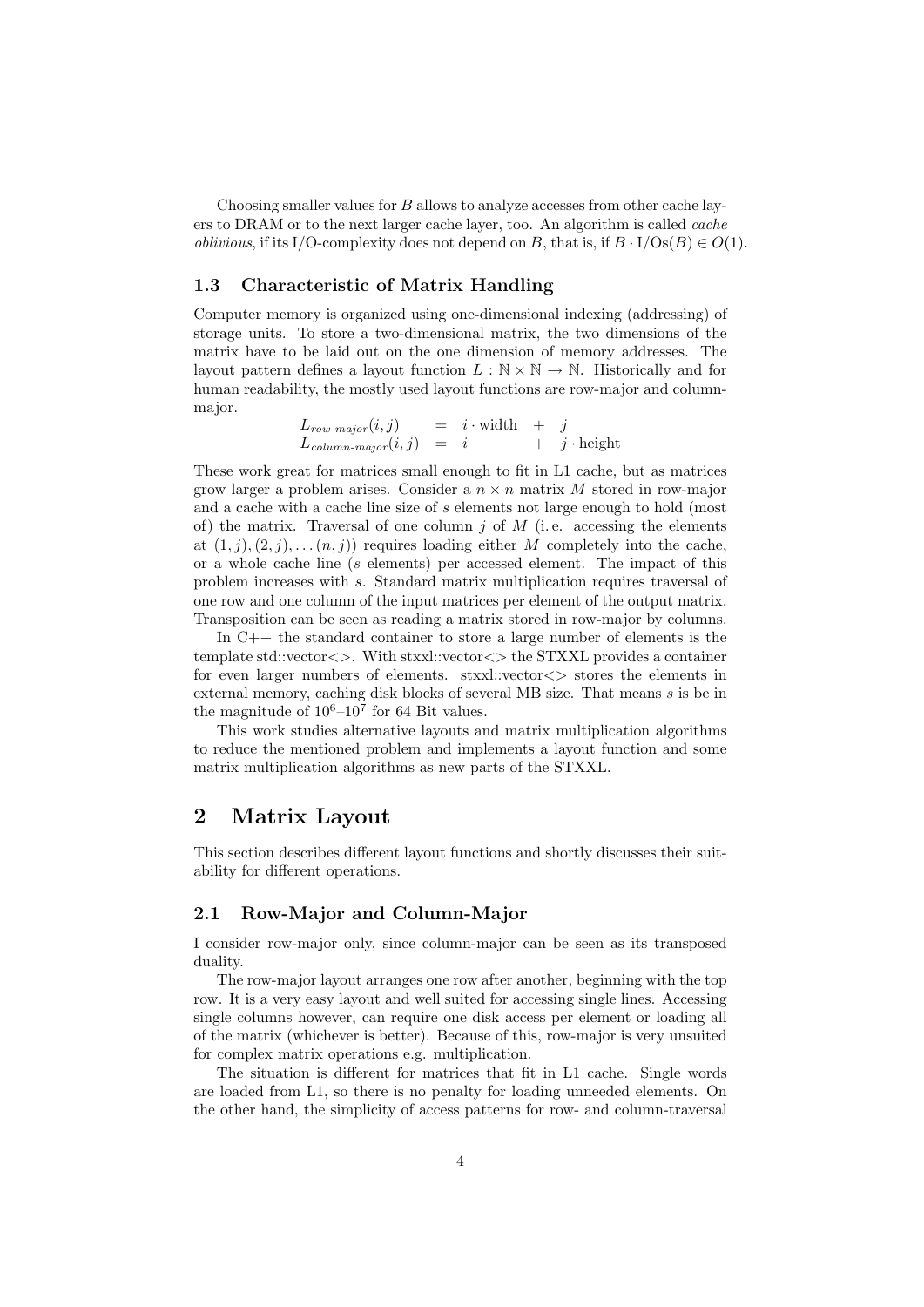Choosing smaller values for $B$ allows to analyze accesses from other cache layers to DRAM or to the next larger cache layer, too. An algorithm is called *cache oblivious*, if its I/O-complexity does not depend on $B$, that is, if $B \cdot \text{I/Os}(B) \in O(1)$.

### 1.3 Characteristic of Matrix Handling

Computer memory is organized using one-dimensional indexing (addressing) of storage units. To store a two-dimensional matrix, the two dimensions of the matrix have to be laid out on the one dimension of memory addresses. The layout pattern defines a layout function $L : \mathbb{N} \times \mathbb{N} \to \mathbb{N}$. Historically and for human readability, the mostly used layout functions are row-major and column-major.

$$
\begin{aligned}
L_{\textit{row-major}}(i,j) &= i \cdot \text{width} + j \\
L_{\textit{column-major}}(i,j) &= i + j \cdot \text{height}
\end{aligned}
$$

These work great for matrices small enough to fit in L1 cache, but as matrices grow larger a problem arises. Consider a $n \times n$ matrix $M$ stored in row-major and a cache with a cache line size of $s$ elements not large enough to hold (most of) the matrix. Traversal of one column $j$ of $M$ (i. e. accessing the elements at $(1,j),(2,j),\ldots(n,j)$) requires loading either $M$ completely into the cache, or a whole cache line ($s$ elements) per accessed element. The impact of this problem increases with $s$. Standard matrix multiplication requires traversal of one row and one column of the input matrices per element of the output matrix. Transposition can be seen as reading a matrix stored in row-major by columns.

In C++ the standard container to store a large number of elements is the template std::vector<>. With stxxl::vector<> the STXXL provides a container for even larger numbers of elements. stxxl::vector<> stores the elements in external memory, caching disk blocks of several MB size. That means $s$ is be in the magnitude of $10^6$–$10^7$ for 64 Bit values.

This work studies alternative layouts and matrix multiplication algorithms to reduce the mentioned problem and implements a layout function and some matrix multiplication algorithms as new parts of the STXXL.

## 2 Matrix Layout

This section describes different layout functions and shortly discusses their suitability for different operations.

### 2.1 Row-Major and Column-Major

I consider row-major only, since column-major can be seen as its transposed duality.

The row-major layout arranges one row after another, beginning with the top row. It is a very easy layout and well suited for accessing single lines. Accessing single columns however, can require one disk access per element or loading all of the matrix (whichever is better). Because of this, row-major is very unsuited for complex matrix operations e.g. multiplication.

The situation is different for matrices that fit in L1 cache. Single words are loaded from L1, so there is no penalty for loading unneeded elements. On the other hand, the simplicity of access patterns for row- and column-traversal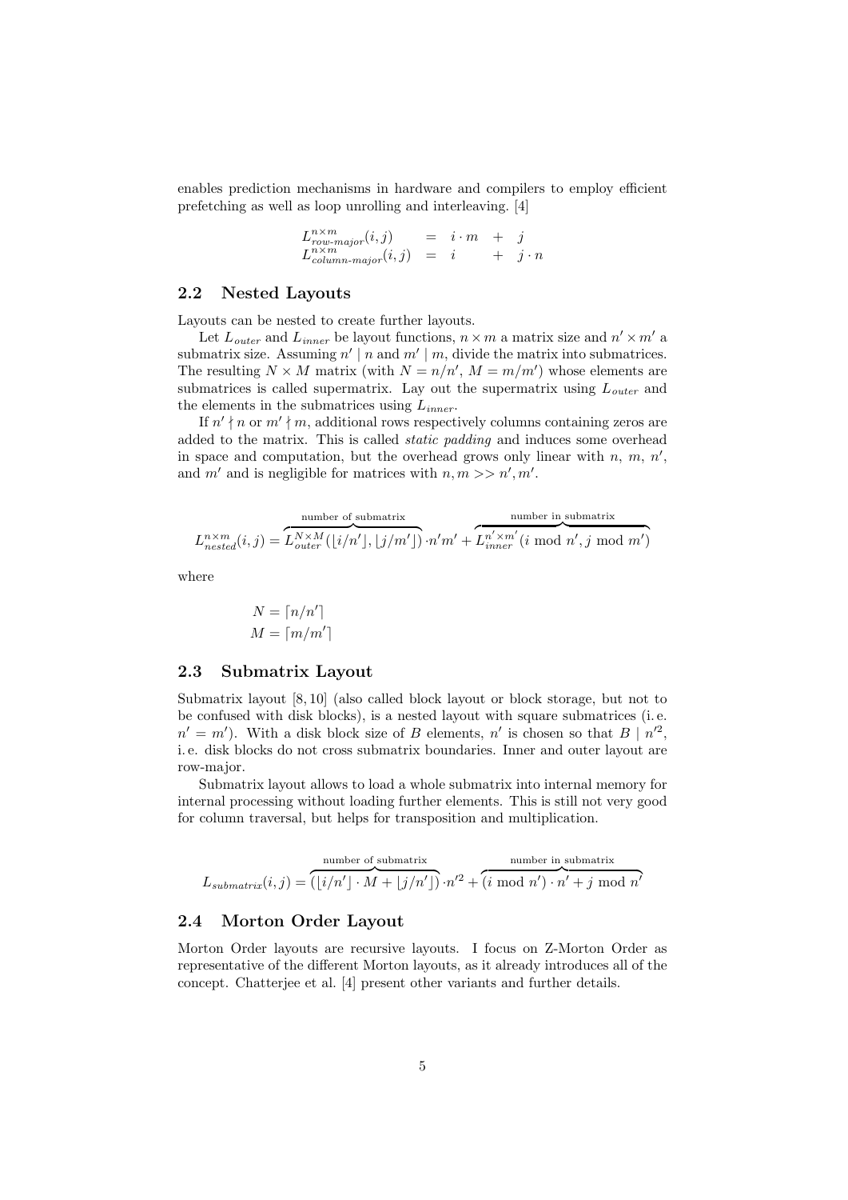enables prediction mechanisms in hardware and compilers to employ efficient prefetching as well as loop unrolling and interleaving. [4]

$$
\begin{array}{lcccc}
L^{n\times m}_{\textit{row-major}}(i,j) & = & i\cdot m & + & j \\
L^{n\times m}_{\textit{column-major}}(i,j) & = & i & + & j\cdot n
\end{array}
$$

## 2.2 Nested Layouts

Layouts can be nested to create further layouts.

Let $L_{outer}$ and $L_{inner}$ be layout functions, $n \times m$ a matrix size and $n' \times m'$ a submatrix size. Assuming $n' \mid n$ and $m' \mid m$, divide the matrix into submatrices. The resulting $N \times M$ matrix (with $N = n/n'$, $M = m/m'$) whose elements are submatrices is called supermatrix. Lay out the supermatrix using $L_{outer}$ and the elements in the submatrices using $L_{inner}$.

If $n' \nmid n$ or $m' \nmid m$, additional rows respectively columns containing zeros are added to the matrix. This is called *static padding* and induces some overhead in space and computation, but the overhead grows only linear with $n$, $m$, $n'$, and $m'$ and is negligible for matrices with $n, m >> n', m'$.

$$
L^{n\times m}_{nested}(i,j) = \overbrace{L^{N\times M}_{outer}(\lfloor i/n' \rfloor, \lfloor j/m' \rfloor)}^{\text{number of submatrix}} \cdot n'm' + \overbrace{L^{n'\times m'}_{inner}(i \bmod n', j \bmod m')}^{\text{number in submatrix}}
$$

where

$$
\begin{aligned}
N &= \lceil n/n' \rceil \\
M &= \lceil m/m' \rceil
\end{aligned}
$$

## 2.3 Submatrix Layout

Submatrix layout [8, 10] (also called block layout or block storage, but not to be confused with disk blocks), is a nested layout with square submatrices (i. e. $n' = m'$). With a disk block size of $B$ elements, $n'$ is chosen so that $B \mid n'^2$, i. e. disk blocks do not cross submatrix boundaries. Inner and outer layout are row-major.

Submatrix layout allows to load a whole submatrix into internal memory for internal processing without loading further elements. This is still not very good for column traversal, but helps for transposition and multiplication.

$$
L_{submatrix}(i,j) = \overbrace{(\lfloor i/n' \rfloor \cdot M + \lfloor j/n' \rfloor)}^{\text{number of submatrix}} \cdot n'^2 + \overbrace{(i \bmod n') \cdot n' + j \bmod n'}^{\text{number in submatrix}}
$$

## 2.4 Morton Order Layout

Morton Order layouts are recursive layouts. I focus on Z-Morton Order as representative of the different Morton layouts, as it already introduces all of the concept. Chatterjee et al. [4] present other variants and further details.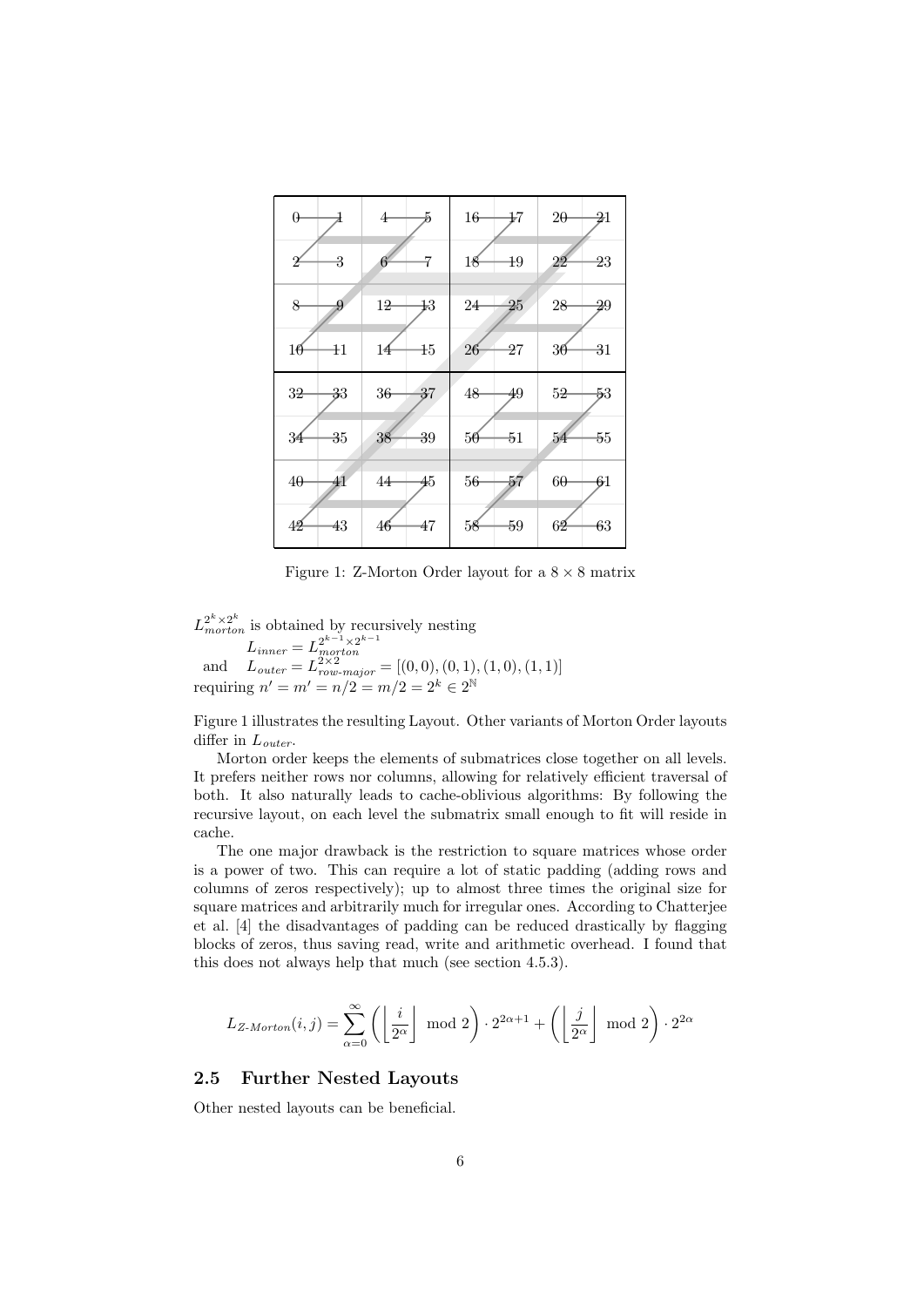| 0 | 1 | 4 | 5 | 16 | 17 | 20 | 21 |
|---|---|---|---|---|---|---|---|
| 2 | 3 | 6 | 7 | 18 | 19 | 22 | 23 |
| 8 | 9 | 12 | 13 | 24 | 25 | 28 | 29 |
| 10 | 11 | 14 | 15 | 26 | 27 | 30 | 31 |
| 32 | 33 | 36 | 37 | 48 | 49 | 52 | 53 |
| 34 | 35 | 38 | 39 | 50 | 51 | 54 | 55 |
| 40 | 41 | 44 | 45 | 56 | 57 | 60 | 61 |
| 42 | 43 | 46 | 47 | 58 | 59 | 62 | 63 |

Figure 1: Z-Morton Order layout for a $8 \times 8$ matrix

$L_{morton}^{2^k \times 2^k}$ is obtained by recursively nesting

$$L_{inner} = L_{morton}^{2^{k-1} \times 2^{k-1}}$$

and $\quad L_{outer} = L_{row\text{-}major}^{2 \times 2} = [(0,0),(0,1),(1,0),(1,1)]$

requiring $n' = m' = n/2 = m/2 = 2^k \in 2^{\mathbb{N}}$

Figure 1 illustrates the resulting Layout. Other variants of Morton Order layouts differ in $L_{outer}$.

Morton order keeps the elements of submatrices close together on all levels. It prefers neither rows nor columns, allowing for relatively efficient traversal of both. It also naturally leads to cache-oblivious algorithms: By following the recursive layout, on each level the submatrix small enough to fit will reside in cache.

The one major drawback is the restriction to square matrices whose order is a power of two. This can require a lot of static padding (adding rows and columns of zeros respectively); up to almost three times the original size for square matrices and arbitrarily much for irregular ones. According to Chatterjee et al. [4] the disadvantages of padding can be reduced drastically by flagging blocks of zeros, thus saving read, write and arithmetic overhead. I found that this does not always help that much (see section 4.5.3).

$$L_{Z\text{-}Morton}(i,j) = \sum_{\alpha=0}^{\infty} \left( \left\lfloor \frac{i}{2^\alpha} \right\rfloor \mod 2 \right) \cdot 2^{2\alpha+1} + \left( \left\lfloor \frac{j}{2^\alpha} \right\rfloor \mod 2 \right) \cdot 2^{2\alpha}$$

## 2.5 Further Nested Layouts

Other nested layouts can be beneficial.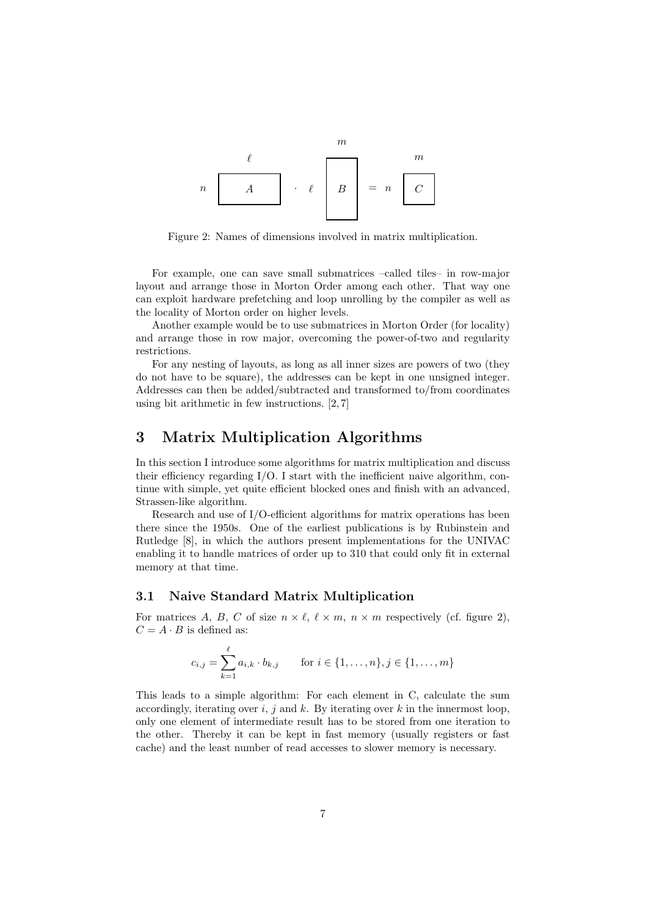Figure 2: Names of dimensions involved in matrix multiplication.

For example, one can save small submatrices –called tiles– in row-major layout and arrange those in Morton Order among each other. That way one can exploit hardware prefetching and loop unrolling by the compiler as well as the locality of Morton order on higher levels.

Another example would be to use submatrices in Morton Order (for locality) and arrange those in row major, overcoming the power-of-two and regularity restrictions.

For any nesting of layouts, as long as all inner sizes are powers of two (they do not have to be square), the addresses can be kept in one unsigned integer. Addresses can then be added/subtracted and transformed to/from coordinates using bit arithmetic in few instructions. [2, 7]

# 3 Matrix Multiplication Algorithms

In this section I introduce some algorithms for matrix multiplication and discuss their efficiency regarding I/O. I start with the inefficient naive algorithm, continue with simple, yet quite efficient blocked ones and finish with an advanced, Strassen-like algorithm.

Research and use of I/O-efficient algorithms for matrix operations has been there since the 1950s. One of the earliest publications is by Rubinstein and Rutledge [8], in which the authors present implementations for the UNIVAC enabling it to handle matrices of order up to 310 that could only fit in external memory at that time.

## 3.1 Naive Standard Matrix Multiplication

For matrices $A$, $B$, $C$ of size $n \times \ell$, $\ell \times m$, $n \times m$ respectively (cf. figure 2), $C = A \cdot B$ is defined as:

$$c_{i,j} = \sum_{k=1}^{\ell} a_{i,k} \cdot b_{k,j} \qquad \text{for } i \in \{1, \ldots, n\}, j \in \{1, \ldots, m\}$$

This leads to a simple algorithm: For each element in C, calculate the sum accordingly, iterating over $i$, $j$ and $k$. By iterating over $k$ in the innermost loop, only one element of intermediate result has to be stored from one iteration to the other. Thereby it can be kept in fast memory (usually registers or fast cache) and the least number of read accesses to slower memory is necessary.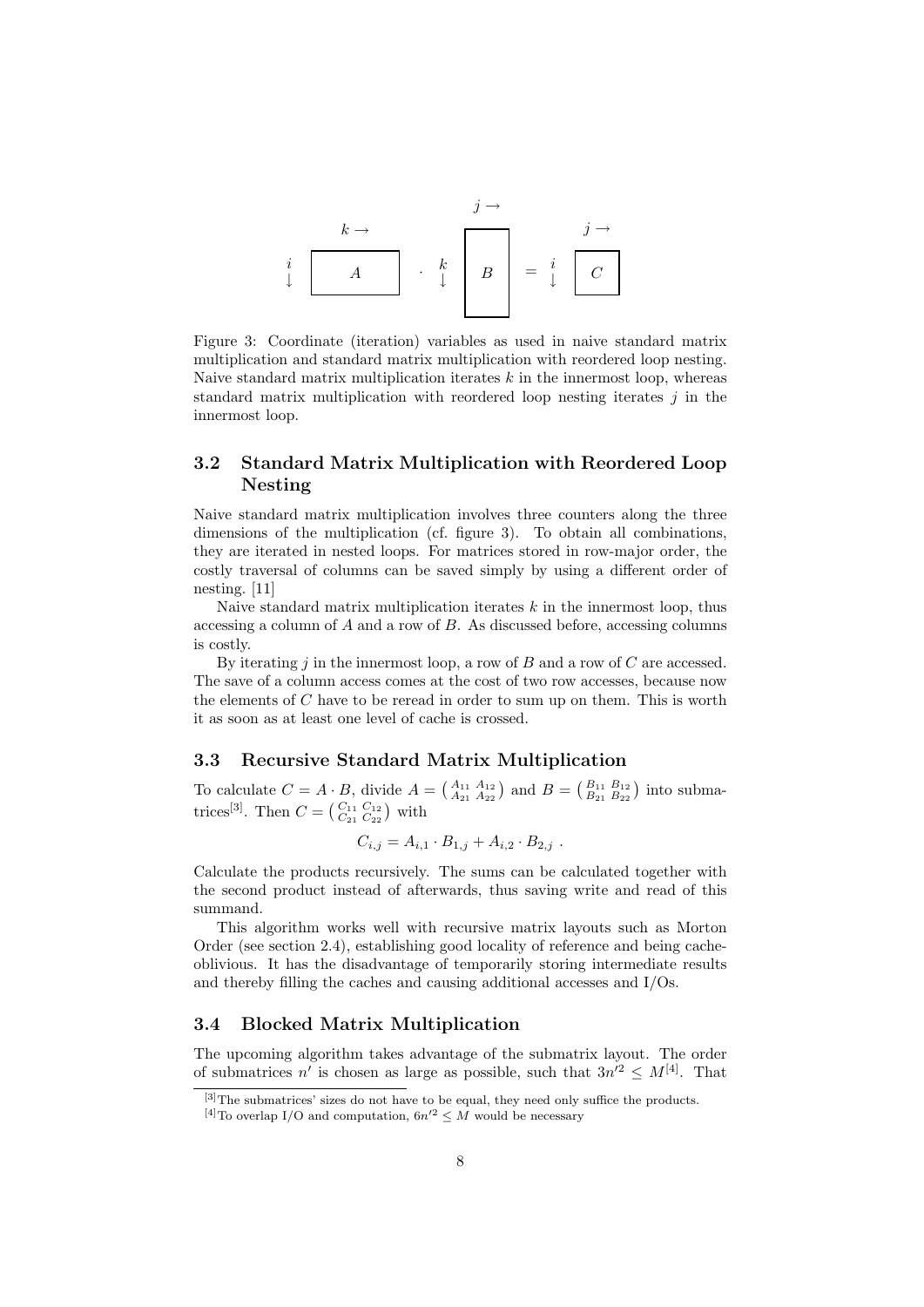Figure 3: Coordinate (iteration) variables as used in naive standard matrix multiplication and standard matrix multiplication with reordered loop nesting. Naive standard matrix multiplication iterates $k$ in the innermost loop, whereas standard matrix multiplication with reordered loop nesting iterates $j$ in the innermost loop.

### 3.2 Standard Matrix Multiplication with Reordered Loop Nesting

Naive standard matrix multiplication involves three counters along the three dimensions of the multiplication (cf. figure 3). To obtain all combinations, they are iterated in nested loops. For matrices stored in row-major order, the costly traversal of columns can be saved simply by using a different order of nesting. [11]

Naive standard matrix multiplication iterates $k$ in the innermost loop, thus accessing a column of $A$ and a row of $B$. As discussed before, accessing columns is costly.

By iterating $j$ in the innermost loop, a row of $B$ and a row of $C$ are accessed. The save of a column access comes at the cost of two row accesses, because now the elements of $C$ have to be reread in order to sum up on them. This is worth it as soon as at least one level of cache is crossed.

### 3.3 Recursive Standard Matrix Multiplication

To calculate $C = A \cdot B$, divide $A = \begin{pmatrix} A_{11} & A_{12} \\ A_{21} & A_{22} \end{pmatrix}$ and $B = \begin{pmatrix} B_{11} & B_{12} \\ B_{21} & B_{22} \end{pmatrix}$ into submatrices[3]. Then $C = \begin{pmatrix} C_{11} & C_{12} \\ C_{21} & C_{22} \end{pmatrix}$ with

$$C_{i,j} = A_{i,1} \cdot B_{1,j} + A_{i,2} \cdot B_{2,j} \ .$$

Calculate the products recursively. The sums can be calculated together with the second product instead of afterwards, thus saving write and read of this summand.

This algorithm works well with recursive matrix layouts such as Morton Order (see section 2.4), establishing good locality of reference and being cache-oblivious. It has the disadvantage of temporarily storing intermediate results and thereby filling the caches and causing additional accesses and I/Os.

### 3.4 Blocked Matrix Multiplication

The upcoming algorithm takes advantage of the submatrix layout. The order of submatrices $n'$ is chosen as large as possible, such that $3n'^2 \leq M$[4]. That

---

[3] The submatrices' sizes do not have to be equal, they need only suffice the products.

[4] To overlap I/O and computation, $6n'^2 \leq M$ would be necessary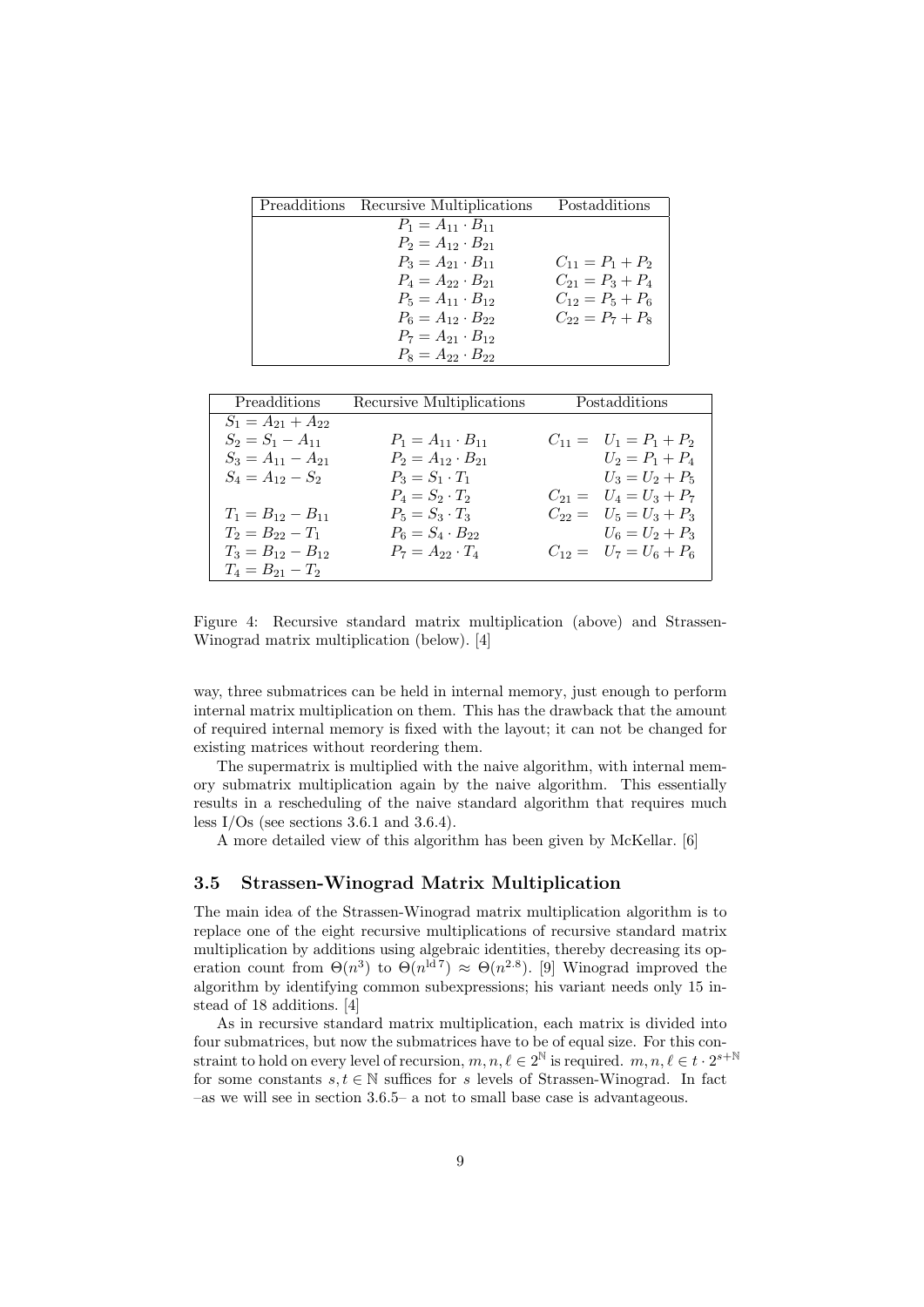| Preadditions | Recursive Multiplications | Postadditions |
|---|---|---|
| | $P_1 = A_{11} \cdot B_{11}$ | |
| | $P_2 = A_{12} \cdot B_{21}$ | |
| | $P_3 = A_{21} \cdot B_{11}$ | $C_{11} = P_1 + P_2$ |
| | $P_4 = A_{22} \cdot B_{21}$ | $C_{21} = P_3 + P_4$ |
| | $P_5 = A_{11} \cdot B_{12}$ | $C_{12} = P_5 + P_6$ |
| | $P_6 = A_{12} \cdot B_{22}$ | $C_{22} = P_7 + P_8$ |
| | $P_7 = A_{21} \cdot B_{12}$ | |
| | $P_8 = A_{22} \cdot B_{22}$ | |

| Preadditions | Recursive Multiplications | Postadditions |
|---|---|---|
| $S_1 = A_{21} + A_{22}$ | | |
| $S_2 = S_1 - A_{11}$ | $P_1 = A_{11} \cdot B_{11}$ | $C_{11} = \quad U_1 = P_1 + P_2$ |
| $S_3 = A_{11} - A_{21}$ | $P_2 = A_{12} \cdot B_{21}$ | $U_2 = P_1 + P_4$ |
| $S_4 = A_{12} - S_2$ | $P_3 = S_1 \cdot T_1$ | $U_3 = U_2 + P_5$ |
| | $P_4 = S_2 \cdot T_2$ | $C_{21} = \quad U_4 = U_3 + P_7$ |
| $T_1 = B_{12} - B_{11}$ | $P_5 = S_3 \cdot T_3$ | $C_{22} = \quad U_5 = U_3 + P_3$ |
| $T_2 = B_{22} - T_1$ | $P_6 = S_4 \cdot B_{22}$ | $U_6 = U_2 + P_3$ |
| $T_3 = B_{12} - B_{12}$ | $P_7 = A_{22} \cdot T_4$ | $C_{12} = \quad U_7 = U_6 + P_6$ |
| $T_4 = B_{21} - T_2$ | | |

Figure 4: Recursive standard matrix multiplication (above) and Strassen-Winograd matrix multiplication (below). [4]

way, three submatrices can be held in internal memory, just enough to perform internal matrix multiplication on them. This has the drawback that the amount of required internal memory is fixed with the layout; it can not be changed for existing matrices without reordering them.

The supermatrix is multiplied with the naive algorithm, with internal memory submatrix multiplication again by the naive algorithm. This essentially results in a rescheduling of the naive standard algorithm that requires much less I/Os (see sections 3.6.1 and 3.6.4).

A more detailed view of this algorithm has been given by McKellar. [6]

### 3.5 Strassen-Winograd Matrix Multiplication

The main idea of the Strassen-Winograd matrix multiplication algorithm is to replace one of the eight recursive multiplications of recursive standard matrix multiplication by additions using algebraic identities, thereby decreasing its operation count from $\Theta(n^3)$ to $\Theta(n^{\mathrm{ld}\,7}) \approx \Theta(n^{2.8})$. [9] Winograd improved the algorithm by identifying common subexpressions; his variant needs only 15 instead of 18 additions. [4]

As in recursive standard matrix multiplication, each matrix is divided into four submatrices, but now the submatrices have to be of equal size. For this constraint to hold on every level of recursion, $m, n, \ell \in 2^{\mathbb{N}}$ is required. $m, n, \ell \in t \cdot 2^{s+\mathbb{N}}$ for some constants $s, t \in \mathbb{N}$ suffices for $s$ levels of Strassen-Winograd. In fact –as we will see in section 3.6.5– a not to small base case is advantageous.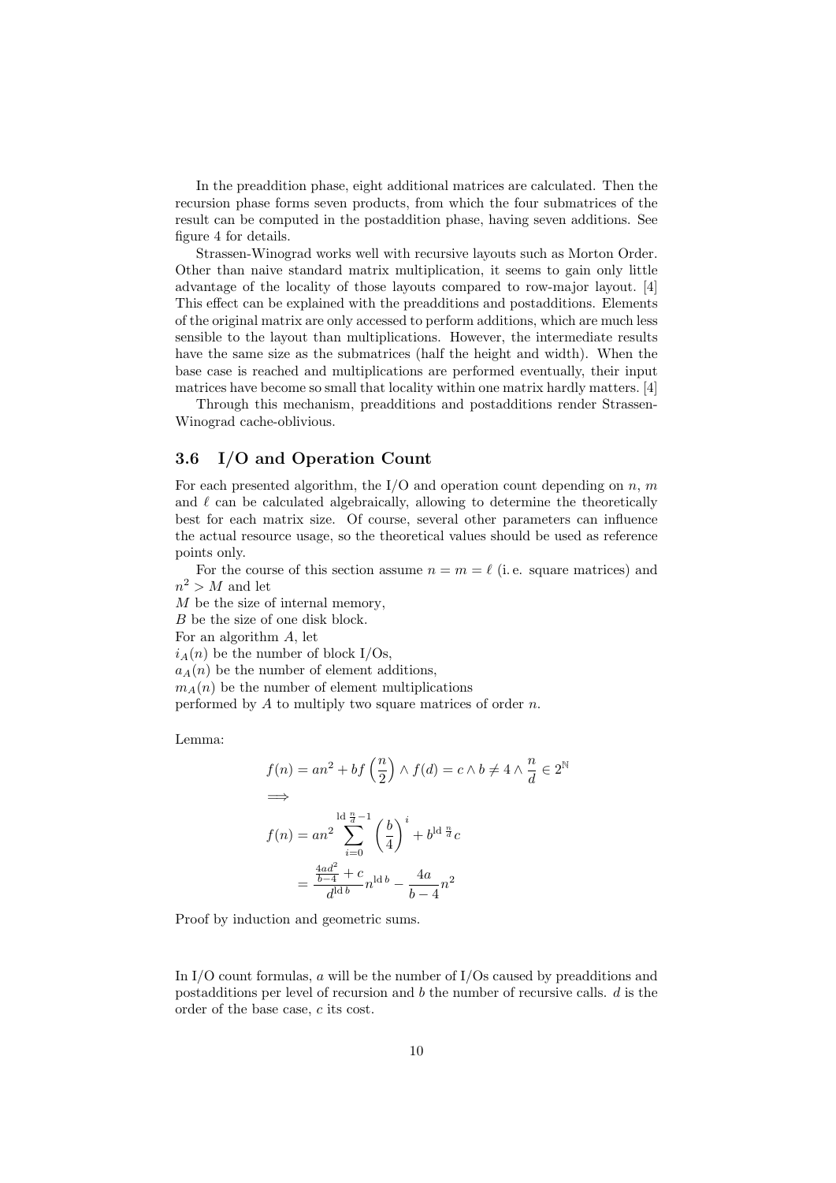In the preaddition phase, eight additional matrices are calculated. Then the recursion phase forms seven products, from which the four submatrices of the result can be computed in the postaddition phase, having seven additions. See figure 4 for details.

Strassen-Winograd works well with recursive layouts such as Morton Order. Other than naive standard matrix multiplication, it seems to gain only little advantage of the locality of those layouts compared to row-major layout. [4] This effect can be explained with the preadditions and postadditions. Elements of the original matrix are only accessed to perform additions, which are much less sensible to the layout than multiplications. However, the intermediate results have the same size as the submatrices (half the height and width). When the base case is reached and multiplications are performed eventually, their input matrices have become so small that locality within one matrix hardly matters. [4]

Through this mechanism, preadditions and postadditions render Strassen-Winograd cache-oblivious.

### 3.6 I/O and Operation Count

For each presented algorithm, the I/O and operation count depending on $n$, $m$ and $\ell$ can be calculated algebraically, allowing to determine the theoretically best for each matrix size. Of course, several other parameters can influence the actual resource usage, so the theoretical values should be used as reference points only.

For the course of this section assume $n = m = \ell$ (i. e. square matrices) and $n^2 > M$ and let
$M$ be the size of internal memory,
$B$ be the size of one disk block.
For an algorithm $A$, let
$i_A(n)$ be the number of block I/Os,
$a_A(n)$ be the number of element additions,
$m_A(n)$ be the number of element multiplications
performed by $A$ to multiply two square matrices of order $n$.

Lemma:

$$f(n) = an^2 + bf\left(\frac{n}{2}\right) \land f(d) = c \land b \neq 4 \land \frac{n}{d} \in 2^{\mathbb{N}}$$

$$\implies$$

$$f(n) = an^2 \sum_{i=0}^{\operatorname{ld}\frac{n}{d}-1} \left(\frac{b}{4}\right)^i + b^{\operatorname{ld}\frac{n}{d}} c$$

$$= \frac{\frac{4ad^2}{b-4} + c}{d^{\operatorname{ld} b}} n^{\operatorname{ld} b} - \frac{4a}{b-4} n^2$$

Proof by induction and geometric sums.

In I/O count formulas, $a$ will be the number of I/Os caused by preadditions and postadditions per level of recursion and $b$ the number of recursive calls. $d$ is the order of the base case, $c$ its cost.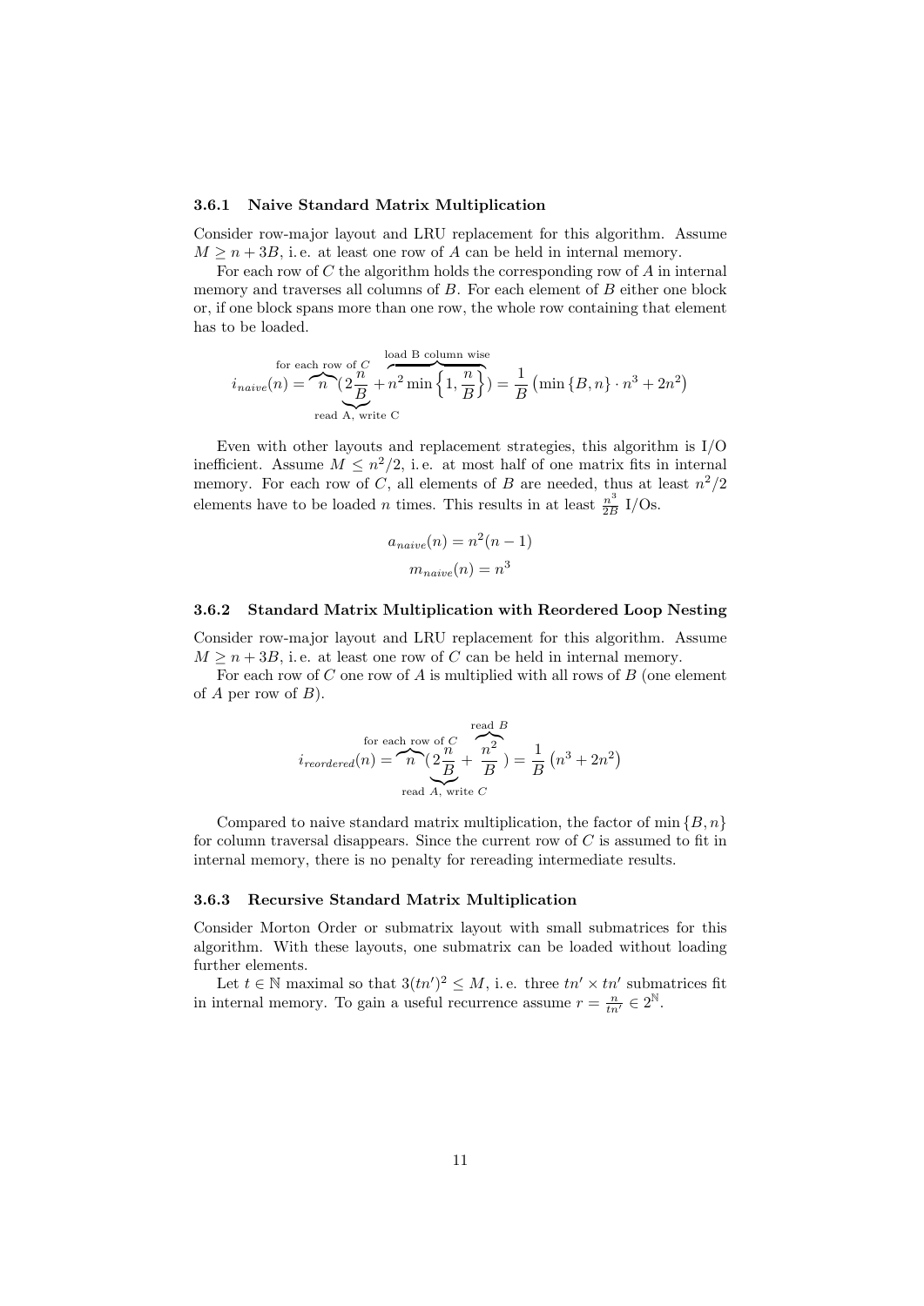### 3.6.1 Naive Standard Matrix Multiplication

Consider row-major layout and LRU replacement for this algorithm. Assume $M \geq n + 3B$, i. e. at least one row of $A$ can be held in internal memory.

For each row of $C$ the algorithm holds the corresponding row of $A$ in internal memory and traverses all columns of $B$. For each element of $B$ either one block or, if one block spans more than one row, the whole row containing that element has to be loaded.

$$i_{naive}(n) = \overbrace{n}^{\text{for each row of } C}(\underbrace{2\frac{n}{B}}_{\text{read A, write C}} + \overbrace{n^2 \min\left\{1, \frac{n}{B}\right\}}^{\text{load B column wise}}) = \frac{1}{B}\left(\min\{B, n\} \cdot n^3 + 2n^2\right)$$

Even with other layouts and replacement strategies, this algorithm is I/O inefficient. Assume $M \leq n^2/2$, i. e. at most half of one matrix fits in internal memory. For each row of $C$, all elements of $B$ are needed, thus at least $n^2/2$ elements have to be loaded $n$ times. This results in at least $\frac{n^3}{2B}$ I/Os.

$$a_{naive}(n) = n^2(n-1)$$
$$m_{naive}(n) = n^3$$

### 3.6.2 Standard Matrix Multiplication with Reordered Loop Nesting

Consider row-major layout and LRU replacement for this algorithm. Assume $M \geq n + 3B$, i. e. at least one row of $C$ can be held in internal memory.

For each row of $C$ one row of $A$ is multiplied with all rows of $B$ (one element of $A$ per row of $B$).

$$i_{reordered}(n) = \overbrace{n}^{\text{for each row of } C}(\underbrace{2\frac{n}{B}}_{\text{read } A\text{, write } C} + \overbrace{\frac{n^2}{B}}^{\text{read } B}) = \frac{1}{B}\left(n^3 + 2n^2\right)$$

Compared to naive standard matrix multiplication, the factor of $\min\{B, n\}$ for column traversal disappears. Since the current row of $C$ is assumed to fit in internal memory, there is no penalty for rereading intermediate results.

### 3.6.3 Recursive Standard Matrix Multiplication

Consider Morton Order or submatrix layout with small submatrices for this algorithm. With these layouts, one submatrix can be loaded without loading further elements.

Let $t \in \mathbb{N}$ maximal so that $3(tn')^2 \leq M$, i. e. three $tn' \times tn'$ submatrices fit in internal memory. To gain a useful recurrence assume $r = \frac{n}{tn'} \in 2^{\mathbb{N}}$.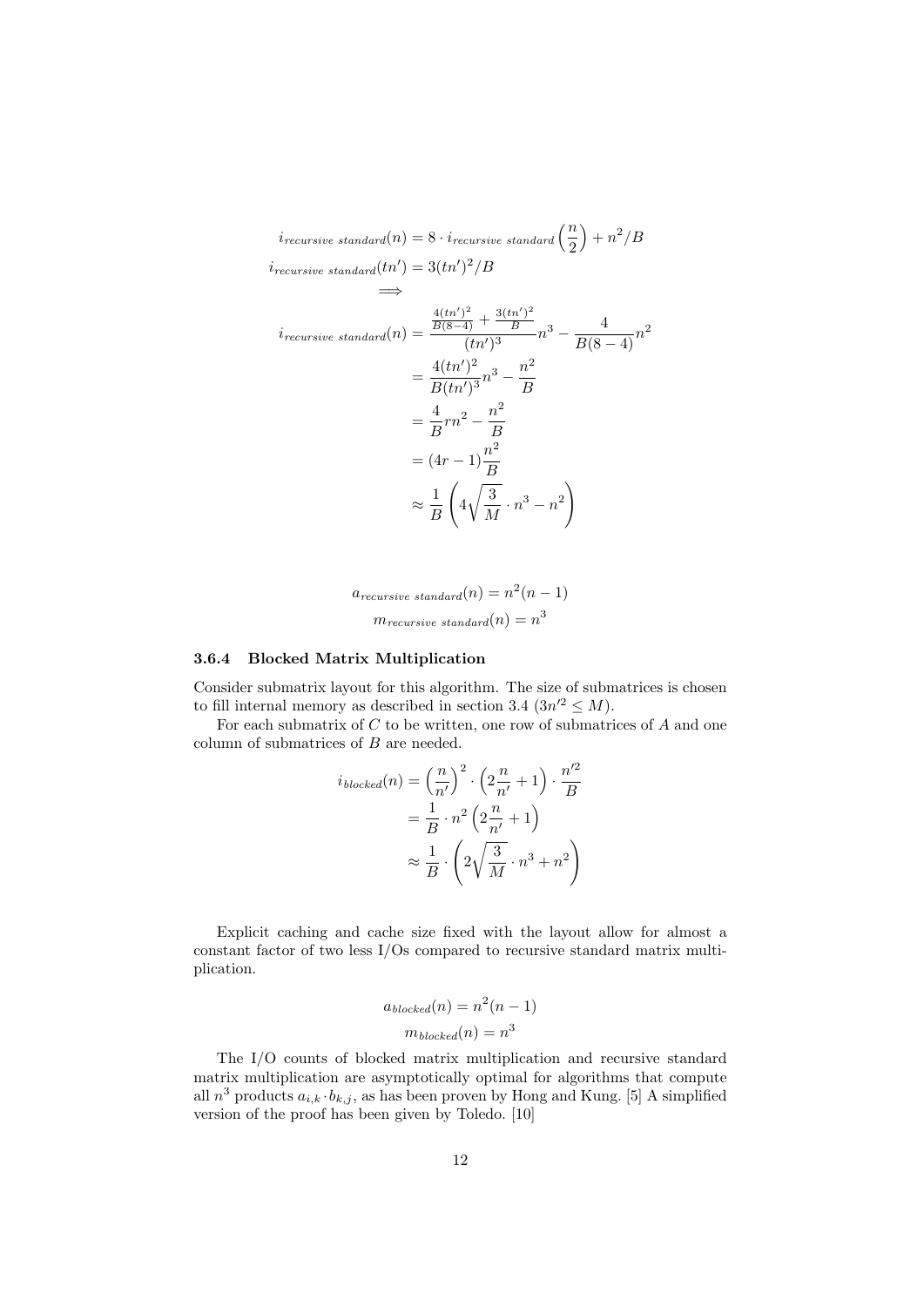$$
\begin{aligned}
i_{recursive\ standard}(n) &= 8 \cdot i_{recursive\ standard}\left(\frac{n}{2}\right) + n^2/B \\
i_{recursive\ standard}(tn') &= 3(tn')^2/B \\
&\implies \\
i_{recursive\ standard}(n) &= \frac{\frac{4(tn')^2}{B(8-4)} + \frac{3(tn')^2}{B}}{(tn')^3} n^3 - \frac{4}{B(8-4)} n^2 \\
&= \frac{4(tn')^2}{B(tn')^3} n^3 - \frac{n^2}{B} \\
&= \frac{4}{B} r n^2 - \frac{n^2}{B} \\
&= (4r - 1)\frac{n^2}{B} \\
&\approx \frac{1}{B}\left(4\sqrt{\frac{3}{M}} \cdot n^3 - n^2\right)
\end{aligned}
$$

$$
\begin{aligned}
a_{recursive\ standard}(n) &= n^2(n-1) \\
m_{recursive\ standard}(n) &= n^3
\end{aligned}
$$

### 3.6.4 Blocked Matrix Multiplication

Consider submatrix layout for this algorithm. The size of submatrices is chosen to fill internal memory as described in section 3.4 ($3n'^2 \leq M$).

For each submatrix of $C$ to be written, one row of submatrices of $A$ and one column of submatrices of $B$ are needed.

$$
\begin{aligned}
i_{blocked}(n) &= \left(\frac{n}{n'}\right)^2 \cdot \left(2\frac{n}{n'} + 1\right) \cdot \frac{n'^2}{B} \\
&= \frac{1}{B} \cdot n^2 \left(2\frac{n}{n'} + 1\right) \\
&\approx \frac{1}{B} \cdot \left(2\sqrt{\frac{3}{M}} \cdot n^3 + n^2\right)
\end{aligned}
$$

Explicit caching and cache size fixed with the layout allow for almost a constant factor of two less I/Os compared to recursive standard matrix multiplication.

$$
\begin{aligned}
a_{blocked}(n) &= n^2(n-1) \\
m_{blocked}(n) &= n^3
\end{aligned}
$$

The I/O counts of blocked matrix multiplication and recursive standard matrix multiplication are asymptotically optimal for algorithms that compute all $n^3$ products $a_{i,k} \cdot b_{k,j}$, as has been proven by Hong and Kung. [5] A simplified version of the proof has been given by Toledo. [10]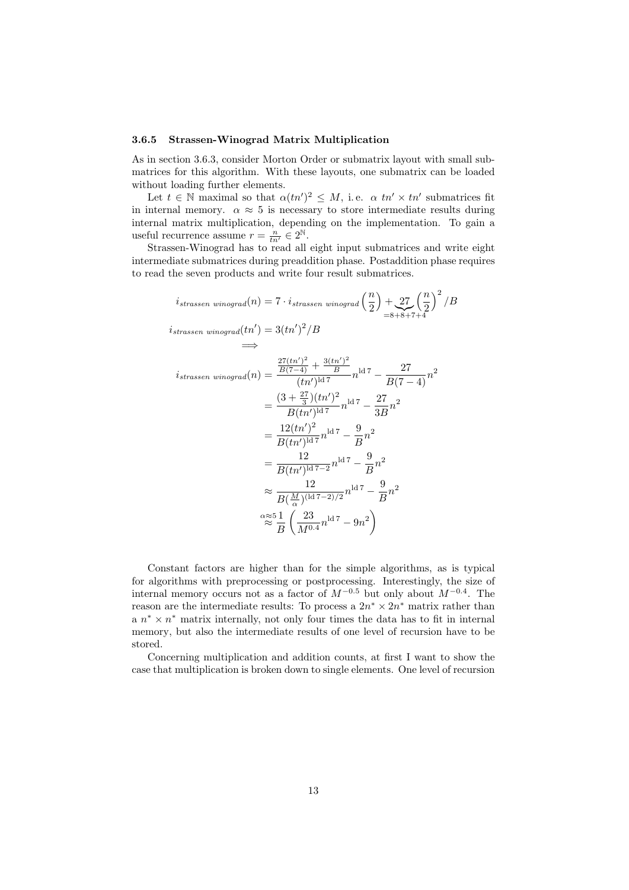### 3.6.5 Strassen-Winograd Matrix Multiplication

As in section 3.6.3, consider Morton Order or submatrix layout with small submatrices for this algorithm. With these layouts, one submatrix can be loaded without loading further elements.

Let $t \in \mathbb{N}$ maximal so that $\alpha(tn')^2 \leq M$, i. e. $\alpha$ $tn' \times tn'$ submatrices fit in internal memory. $\alpha \approx 5$ is necessary to store intermediate results during internal matrix multiplication, depending on the implementation. To gain a useful recurrence assume $r = \frac{n}{tn'} \in 2^{\mathbb{N}}$.

Strassen-Winograd has to read all eight input submatrices and write eight intermediate submatrices during preaddition phase. Postaddition phase requires to read the seven products and write four result submatrices.

$$
\begin{aligned}
i_{strassen\ winograd}(n) &= 7 \cdot i_{strassen\ winograd}\left(\frac{n}{2}\right) + \underbrace{27}_{=8+8+7+4}\left(\frac{n}{2}\right)^2/B \\
i_{strassen\ winograd}(tn') &= 3(tn')^2/B \\
&\Longrightarrow \\
i_{strassen\ winograd}(n) &= \frac{\frac{27(tn')^2}{B(7-4)} + \frac{3(tn')^2}{B}}{(tn')^{\operatorname{ld} 7}} n^{\operatorname{ld} 7} - \frac{27}{B(7-4)} n^2 \\
&= \frac{(3+\frac{27}{3})(tn')^2}{B(tn')^{\operatorname{ld} 7}} n^{\operatorname{ld} 7} - \frac{27}{3B} n^2 \\
&= \frac{12(tn')^2}{B(tn')^{\operatorname{ld} 7}} n^{\operatorname{ld} 7} - \frac{9}{B} n^2 \\
&= \frac{12}{B(tn')^{\operatorname{ld} 7 - 2}} n^{\operatorname{ld} 7} - \frac{9}{B} n^2 \\
&\approx \frac{12}{B(\frac{M}{\alpha})^{(\operatorname{ld} 7 - 2)/2}} n^{\operatorname{ld} 7} - \frac{9}{B} n^2 \\
&\overset{\alpha \approx 5}{\approx} \frac{1}{B}\left(\frac{23}{M^{0.4}} n^{\operatorname{ld} 7} - 9n^2\right)
\end{aligned}
$$

Constant factors are higher than for the simple algorithms, as is typical for algorithms with preprocessing or postprocessing. Interestingly, the size of internal memory occurs not as a factor of $M^{-0.5}$ but only about $M^{-0.4}$. The reason are the intermediate results: To process a $2n^* \times 2n^*$ matrix rather than a $n^* \times n^*$ matrix internally, not only four times the data has to fit in internal memory, but also the intermediate results of one level of recursion have to be stored.

Concerning multiplication and addition counts, at first I want to show the case that multiplication is broken down to single elements. One level of recursion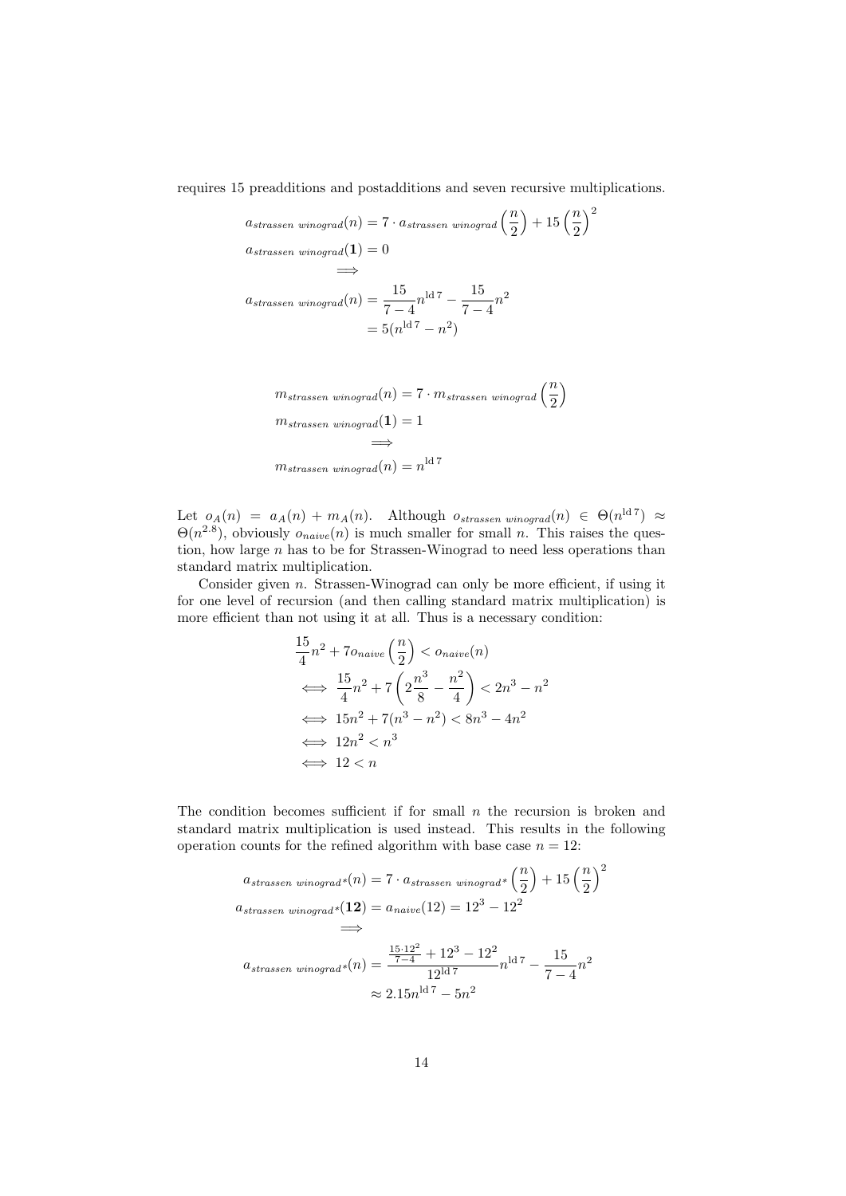requires 15 preadditions and postadditions and seven recursive multiplications.

$$
\begin{aligned}
a_{strassen\ winograd}(n) &= 7 \cdot a_{strassen\ winograd}\left(\frac{n}{2}\right) + 15\left(\frac{n}{2}\right)^2 \\
a_{strassen\ winograd}(\mathbf{1}) &= 0 \\
&\Longrightarrow \\
a_{strassen\ winograd}(n) &= \frac{15}{7-4}n^{\operatorname{ld} 7} - \frac{15}{7-4}n^2 \\
&= 5(n^{\operatorname{ld} 7} - n^2)
\end{aligned}
$$

$$
\begin{aligned}
m_{strassen\ winograd}(n) &= 7 \cdot m_{strassen\ winograd}\left(\frac{n}{2}\right) \\
m_{strassen\ winograd}(\mathbf{1}) &= 1 \\
&\Longrightarrow \\
m_{strassen\ winograd}(n) &= n^{\operatorname{ld} 7}
\end{aligned}
$$

Let $o_A(n) = a_A(n) + m_A(n)$. Although $o_{strassen\ winograd}(n) \in \Theta(n^{\operatorname{ld} 7}) \approx \Theta(n^{2.8})$, obviously $o_{naive}(n)$ is much smaller for small $n$. This raises the question, how large $n$ has to be for Strassen-Winograd to need less operations than standard matrix multiplication.

Consider given $n$. Strassen-Winograd can only be more efficient, if using it for one level of recursion (and then calling standard matrix multiplication) is more efficient than not using it at all. Thus is a necessary condition:

$$
\begin{aligned}
&\frac{15}{4}n^2 + 7o_{naive}\left(\frac{n}{2}\right) < o_{naive}(n) \\
\iff\ &\frac{15}{4}n^2 + 7\left(2\frac{n^3}{8} - \frac{n^2}{4}\right) < 2n^3 - n^2 \\
\iff\ &15n^2 + 7(n^3 - n^2) < 8n^3 - 4n^2 \\
\iff\ &12n^2 < n^3 \\
\iff\ &12 < n
\end{aligned}
$$

The condition becomes sufficient if for small $n$ the recursion is broken and standard matrix multiplication is used instead. This results in the following operation counts for the refined algorithm with base case $n = 12$:

$$
\begin{aligned}
a_{strassen\ winograd^*}(n) &= 7 \cdot a_{strassen\ winograd^*}\left(\frac{n}{2}\right) + 15\left(\frac{n}{2}\right)^2 \\
a_{strassen\ winograd^*}(\mathbf{12}) &= a_{naive}(12) = 12^3 - 12^2 \\
&\Longrightarrow \\
a_{strassen\ winograd^*}(n) &= \frac{\frac{15 \cdot 12^2}{7-4} + 12^3 - 12^2}{12^{\operatorname{ld} 7}}n^{\operatorname{ld} 7} - \frac{15}{7-4}n^2 \\
&\approx 2.15n^{\operatorname{ld} 7} - 5n^2
\end{aligned}
$$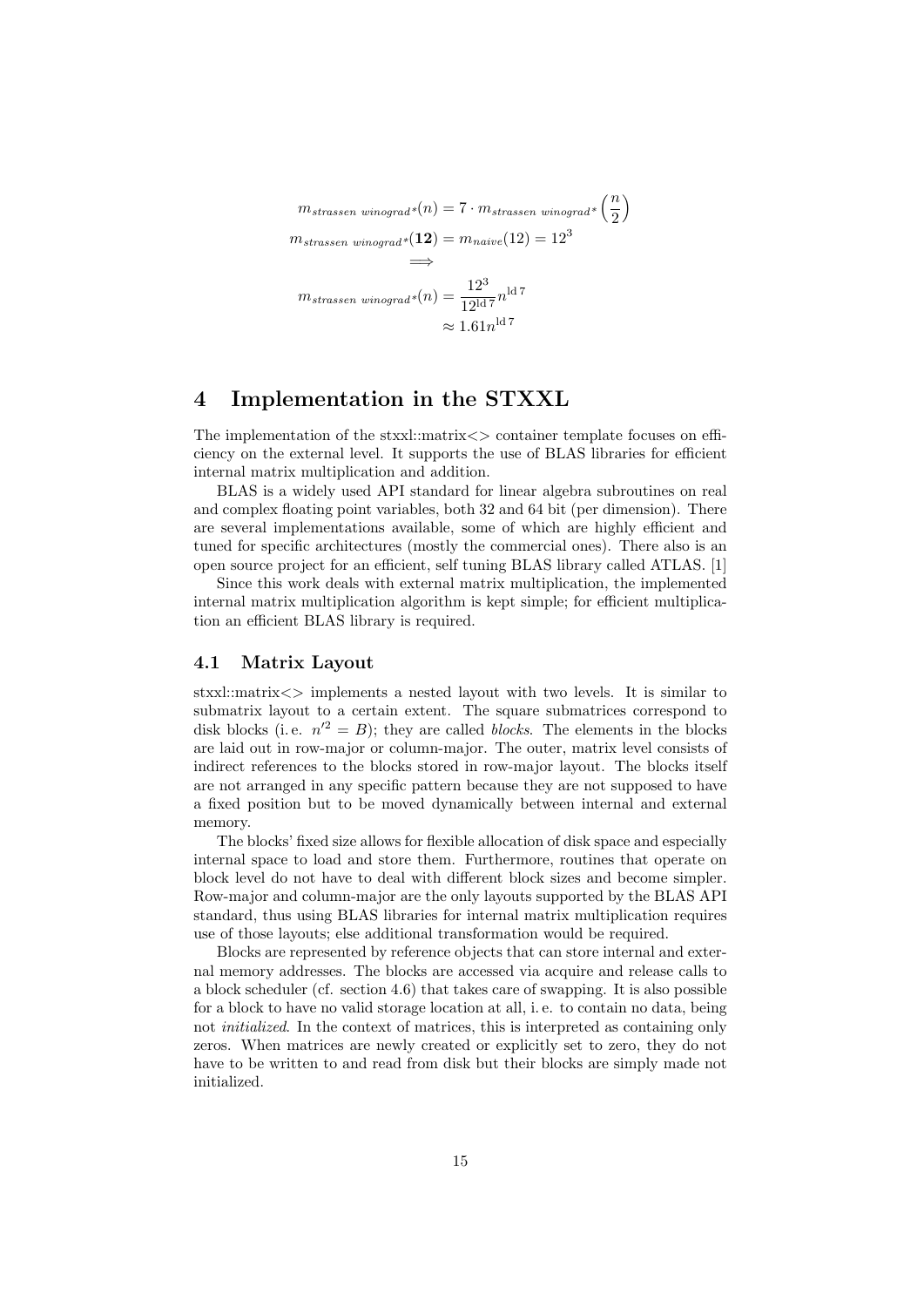$$
\begin{aligned}
m_{strassen\ winograd^*}(n) &= 7 \cdot m_{strassen\ winograd^*}\left(\frac{n}{2}\right) \\
m_{strassen\ winograd^*}(\mathbf{12}) &= m_{naive}(12) = 12^3 \\
&\Longrightarrow \\
m_{strassen\ winograd^*}(n) &= \frac{12^3}{12^{\mathrm{ld}\,7}} n^{\mathrm{ld}\,7} \\
&\approx 1.61 n^{\mathrm{ld}\,7}
\end{aligned}
$$

# 4 Implementation in the STXXL

The implementation of the stxxl::matrix<> container template focuses on efficiency on the external level. It supports the use of BLAS libraries for efficient internal matrix multiplication and addition.

BLAS is a widely used API standard for linear algebra subroutines on real and complex floating point variables, both 32 and 64 bit (per dimension). There are several implementations available, some of which are highly efficient and tuned for specific architectures (mostly the commercial ones). There also is an open source project for an efficient, self tuning BLAS library called ATLAS. [1]

Since this work deals with external matrix multiplication, the implemented internal matrix multiplication algorithm is kept simple; for efficient multiplication an efficient BLAS library is required.

## 4.1 Matrix Layout

stxxl::matrix<> implements a nested layout with two levels. It is similar to submatrix layout to a certain extent. The square submatrices correspond to disk blocks (i. e. $n'^2 = B$); they are called *blocks*. The elements in the blocks are laid out in row-major or column-major. The outer, matrix level consists of indirect references to the blocks stored in row-major layout. The blocks itself are not arranged in any specific pattern because they are not supposed to have a fixed position but to be moved dynamically between internal and external memory.

The blocks' fixed size allows for flexible allocation of disk space and especially internal space to load and store them. Furthermore, routines that operate on block level do not have to deal with different block sizes and become simpler. Row-major and column-major are the only layouts supported by the BLAS API standard, thus using BLAS libraries for internal matrix multiplication requires use of those layouts; else additional transformation would be required.

Blocks are represented by reference objects that can store internal and external memory addresses. The blocks are accessed via acquire and release calls to a block scheduler (cf. section 4.6) that takes care of swapping. It is also possible for a block to have no valid storage location at all, i. e. to contain no data, being not *initialized*. In the context of matrices, this is interpreted as containing only zeros. When matrices are newly created or explicitly set to zero, they do not have to be written to and read from disk but their blocks are simply made not initialized.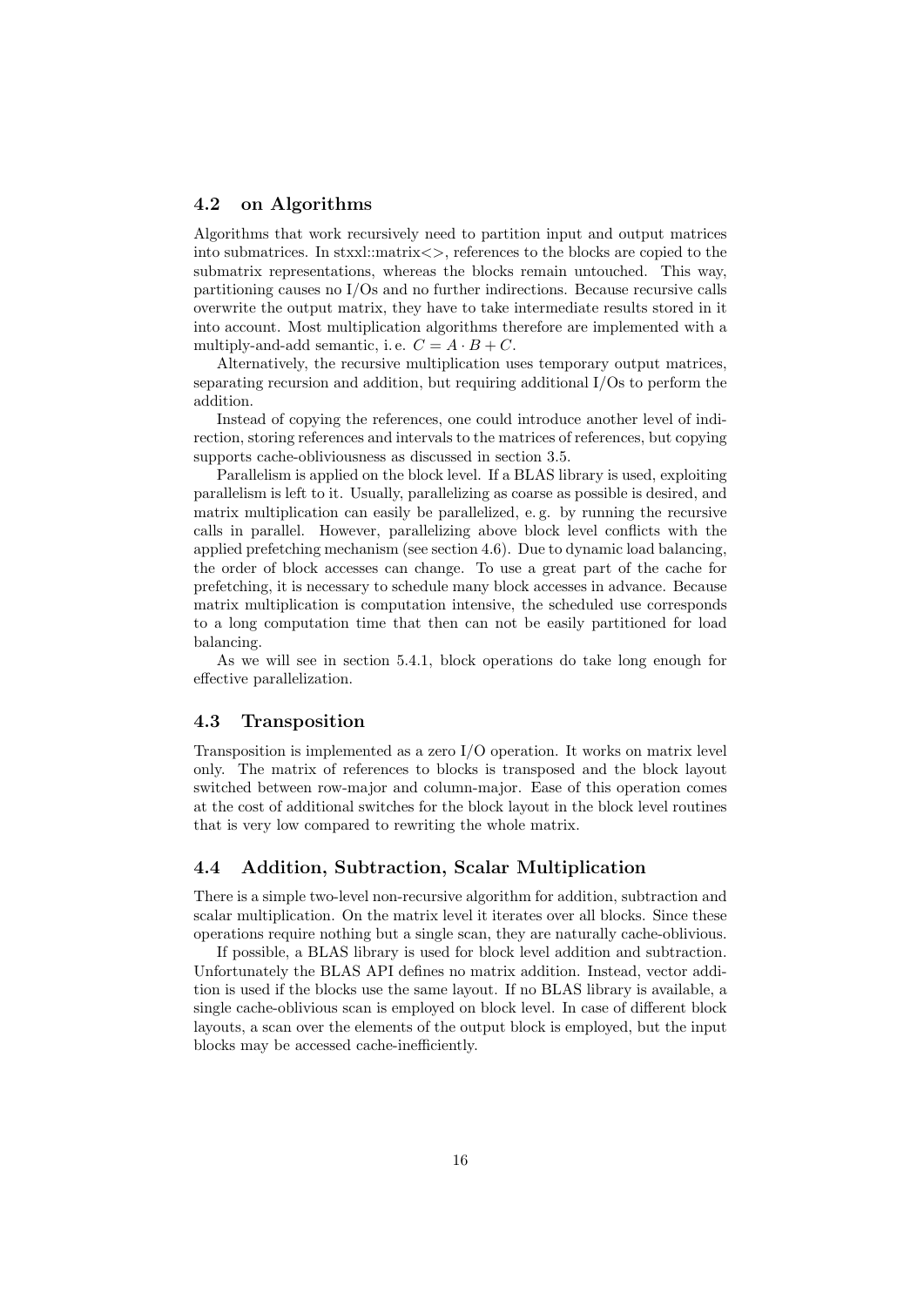### 4.2 on Algorithms

Algorithms that work recursively need to partition input and output matrices into submatrices. In stxxl::matrix<>, references to the blocks are copied to the submatrix representations, whereas the blocks remain untouched. This way, partitioning causes no I/Os and no further indirections. Because recursive calls overwrite the output matrix, they have to take intermediate results stored in it into account. Most multiplication algorithms therefore are implemented with a multiply-and-add semantic, i. e. $C = A \cdot B + C$.

Alternatively, the recursive multiplication uses temporary output matrices, separating recursion and addition, but requiring additional I/Os to perform the addition.

Instead of copying the references, one could introduce another level of indirection, storing references and intervals to the matrices of references, but copying supports cache-obliviousness as discussed in section 3.5.

Parallelism is applied on the block level. If a BLAS library is used, exploiting parallelism is left to it. Usually, parallelizing as coarse as possible is desired, and matrix multiplication can easily be parallelized, e. g. by running the recursive calls in parallel. However, parallelizing above block level conflicts with the applied prefetching mechanism (see section 4.6). Due to dynamic load balancing, the order of block accesses can change. To use a great part of the cache for prefetching, it is necessary to schedule many block accesses in advance. Because matrix multiplication is computation intensive, the scheduled use corresponds to a long computation time that then can not be easily partitioned for load balancing.

As we will see in section 5.4.1, block operations do take long enough for effective parallelization.

### 4.3 Transposition

Transposition is implemented as a zero I/O operation. It works on matrix level only. The matrix of references to blocks is transposed and the block layout switched between row-major and column-major. Ease of this operation comes at the cost of additional switches for the block layout in the block level routines that is very low compared to rewriting the whole matrix.

### 4.4 Addition, Subtraction, Scalar Multiplication

There is a simple two-level non-recursive algorithm for addition, subtraction and scalar multiplication. On the matrix level it iterates over all blocks. Since these operations require nothing but a single scan, they are naturally cache-oblivious.

If possible, a BLAS library is used for block level addition and subtraction. Unfortunately the BLAS API defines no matrix addition. Instead, vector addition is used if the blocks use the same layout. If no BLAS library is available, a single cache-oblivious scan is employed on block level. In case of different block layouts, a scan over the elements of the output block is employed, but the input blocks may be accessed cache-inefficiently.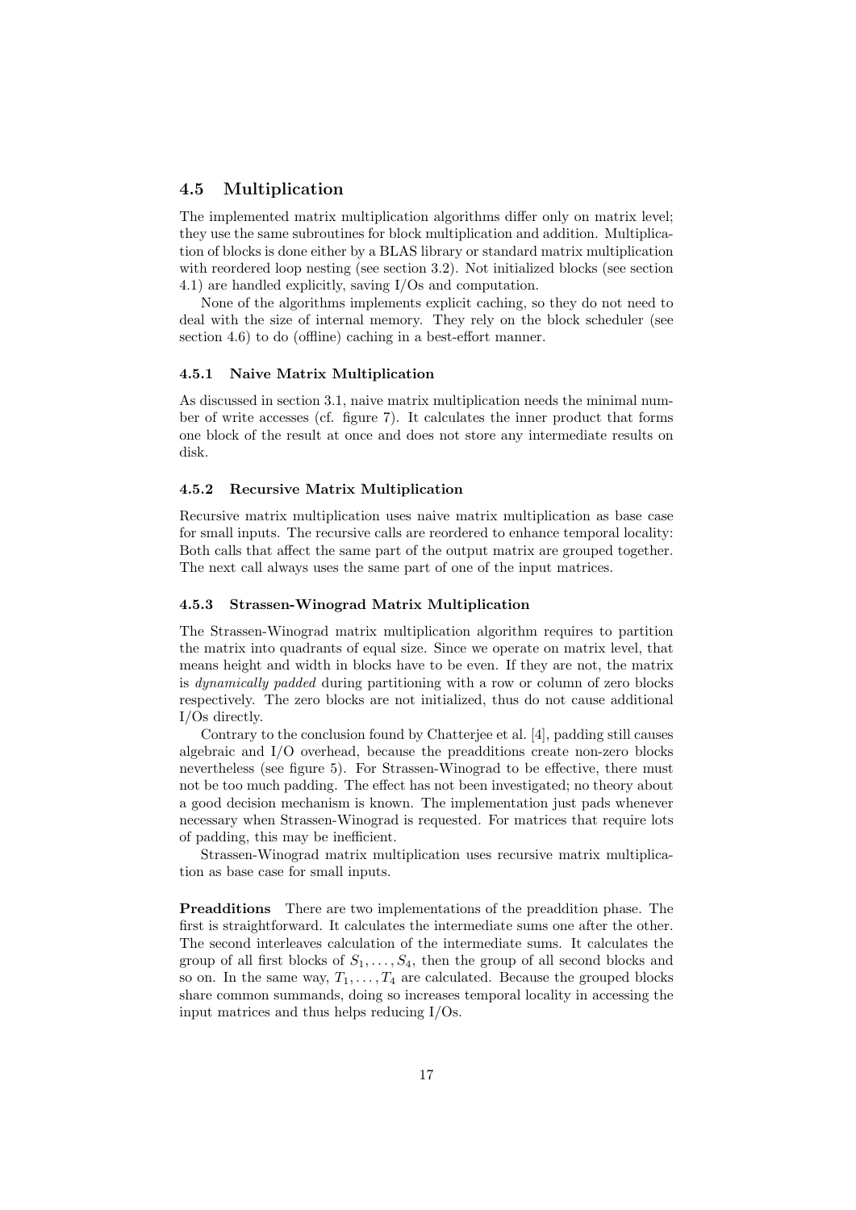## 4.5 Multiplication

The implemented matrix multiplication algorithms differ only on matrix level; they use the same subroutines for block multiplication and addition. Multiplication of blocks is done either by a BLAS library or standard matrix multiplication with reordered loop nesting (see section 3.2). Not initialized blocks (see section 4.1) are handled explicitly, saving I/Os and computation.

None of the algorithms implements explicit caching, so they do not need to deal with the size of internal memory. They rely on the block scheduler (see section 4.6) to do (offline) caching in a best-effort manner.

### 4.5.1 Naive Matrix Multiplication

As discussed in section 3.1, naive matrix multiplication needs the minimal number of write accesses (cf. figure 7). It calculates the inner product that forms one block of the result at once and does not store any intermediate results on disk.

### 4.5.2 Recursive Matrix Multiplication

Recursive matrix multiplication uses naive matrix multiplication as base case for small inputs. The recursive calls are reordered to enhance temporal locality: Both calls that affect the same part of the output matrix are grouped together. The next call always uses the same part of one of the input matrices.

### 4.5.3 Strassen-Winograd Matrix Multiplication

The Strassen-Winograd matrix multiplication algorithm requires to partition the matrix into quadrants of equal size. Since we operate on matrix level, that means height and width in blocks have to be even. If they are not, the matrix is *dynamically padded* during partitioning with a row or column of zero blocks respectively. The zero blocks are not initialized, thus do not cause additional I/Os directly.

Contrary to the conclusion found by Chatterjee et al. [4], padding still causes algebraic and I/O overhead, because the preadditions create non-zero blocks nevertheless (see figure 5). For Strassen-Winograd to be effective, there must not be too much padding. The effect has not been investigated; no theory about a good decision mechanism is known. The implementation just pads whenever necessary when Strassen-Winograd is requested. For matrices that require lots of padding, this may be inefficient.

Strassen-Winograd matrix multiplication uses recursive matrix multiplication as base case for small inputs.

**Preadditions** There are two implementations of the preaddition phase. The first is straightforward. It calculates the intermediate sums one after the other. The second interleaves calculation of the intermediate sums. It calculates the group of all first blocks of $S_1, \ldots, S_4$, then the group of all second blocks and so on. In the same way, $T_1, \ldots, T_4$ are calculated. Because the grouped blocks share common summands, doing so increases temporal locality in accessing the input matrices and thus helps reducing I/Os.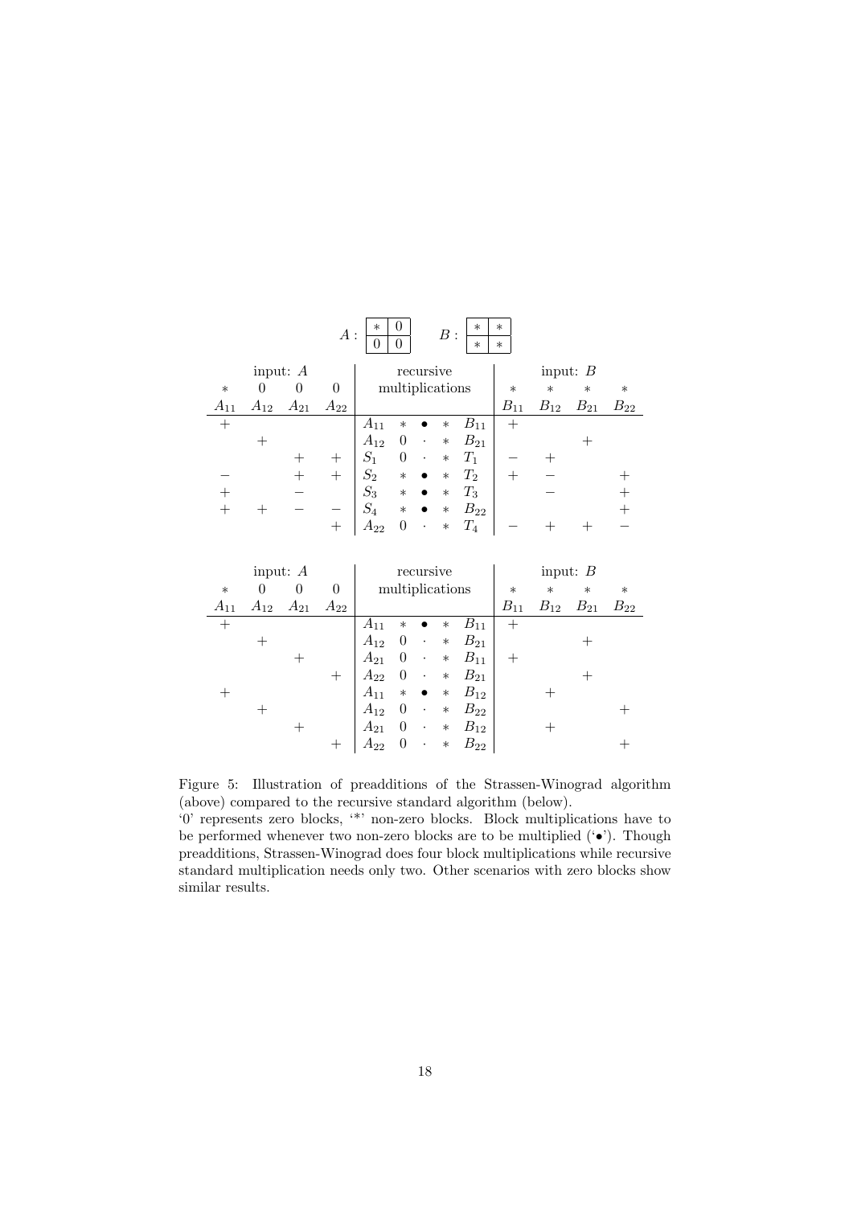$A$ : 

| $*$ | $0$ |
|---|---|
| $0$ | $0$ |

$B$ :

| $*$ | $*$ |
|---|---|
| $*$ | $*$ |

| input: $A$ | | | | recursive multiplications | | | | | input: $B$ | | | |
|---|---|---|---|---|---|---|---|---|---|---|---|---|
| $*$ | $0$ | $0$ | $0$ | | | | | | $*$ | $*$ | $*$ | $*$ |
| $A_{11}$ | $A_{12}$ | $A_{21}$ | $A_{22}$ | | | | | | $B_{11}$ | $B_{12}$ | $B_{21}$ | $B_{22}$ |
| $+$ | | | | $A_{11}$ | $*$ | $\bullet$ | $*$ | $B_{11}$ | $+$ | | | |
| | $+$ | | | $A_{12}$ | $0$ | $\cdot$ | $*$ | $B_{21}$ | | | $+$ | |
| | | $+$ | $+$ | $S_1$ | $0$ | $\cdot$ | $*$ | $T_1$ | $-$ | $+$ | | |
| $-$ | | $+$ | $+$ | $S_2$ | $*$ | $\bullet$ | $*$ | $T_2$ | $+$ | $-$ | | $+$ |
| $+$ | | $-$ | | $S_3$ | $*$ | $\bullet$ | $*$ | $T_3$ | | $-$ | | $+$ |
| $+$ | $+$ | $-$ | $-$ | $S_4$ | $*$ | $\bullet$ | $*$ | $B_{22}$ | | | | $+$ |
| | | | $+$ | $A_{22}$ | $0$ | $\cdot$ | $*$ | $T_4$ | $-$ | $+$ | $+$ | $-$ |

| input: $A$ | | | | recursive multiplications | | | | | input: $B$ | | | |
|---|---|---|---|---|---|---|---|---|---|---|---|---|
| $*$ | $0$ | $0$ | $0$ | | | | | | $*$ | $*$ | $*$ | $*$ |
| $A_{11}$ | $A_{12}$ | $A_{21}$ | $A_{22}$ | | | | | | $B_{11}$ | $B_{12}$ | $B_{21}$ | $B_{22}$ |
| $+$ | | | | $A_{11}$ | $*$ | $\bullet$ | $*$ | $B_{11}$ | $+$ | | | |
| | $+$ | | | $A_{12}$ | $0$ | $\cdot$ | $*$ | $B_{21}$ | | | $+$ | |
| | | $+$ | | $A_{21}$ | $0$ | $\cdot$ | $*$ | $B_{11}$ | $+$ | | | |
| | | | $+$ | $A_{22}$ | $0$ | $\cdot$ | $*$ | $B_{21}$ | | | $+$ | |
| $+$ | | | | $A_{11}$ | $*$ | $\bullet$ | $*$ | $B_{12}$ | | $+$ | | |
| | $+$ | | | $A_{12}$ | $0$ | $\cdot$ | $*$ | $B_{22}$ | | | | $+$ |
| | | $+$ | | $A_{21}$ | $0$ | $\cdot$ | $*$ | $B_{12}$ | | $+$ | | |
| | | | $+$ | $A_{22}$ | $0$ | $\cdot$ | $*$ | $B_{22}$ | | | | $+$ |

Figure 5: Illustration of preadditions of the Strassen-Winograd algorithm (above) compared to the recursive standard algorithm (below).
'0' represents zero blocks, '*' non-zero blocks. Block multiplications have to be performed whenever two non-zero blocks are to be multiplied ('$\bullet$'). Though preadditions, Strassen-Winograd does four block multiplications while recursive standard multiplication needs only two. Other scenarios with zero blocks show similar results.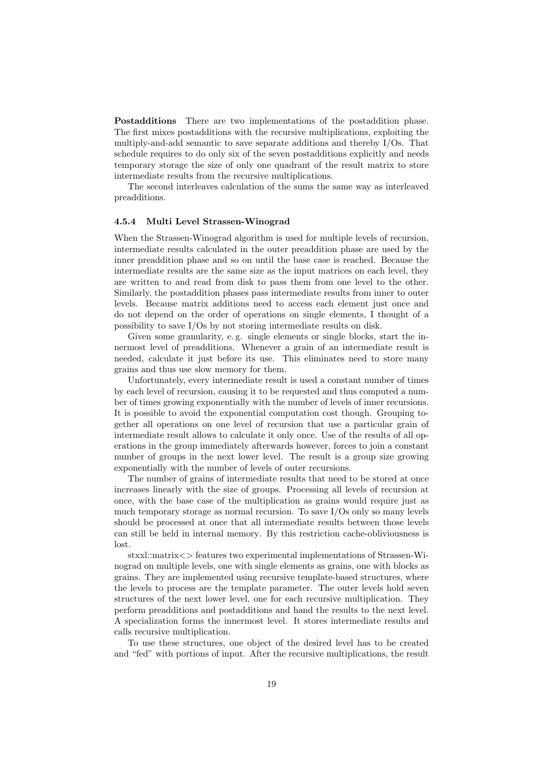**Postadditions** There are two implementations of the postaddition phase. The first mixes postadditions with the recursive multiplications, exploiting the multiply-and-add semantic to save separate additions and thereby I/Os. That schedule requires to do only six of the seven postadditions explicitly and needs temporary storage the size of only one quadrant of the result matrix to store intermediate results from the recursive multiplications.

The second interleaves calculation of the sums the same way as interleaved preadditions.

#### 4.5.4 Multi Level Strassen-Winograd

When the Strassen-Winograd algorithm is used for multiple levels of recursion, intermediate results calculated in the outer preaddition phase are used by the inner preaddition phase and so on until the base case is reached. Because the intermediate results are the same size as the input matrices on each level, they are written to and read from disk to pass them from one level to the other. Similarly, the postaddition phases pass intermediate results from inner to outer levels. Because matrix additions need to access each element just once and do not depend on the order of operations on single elements, I thought of a possibility to save I/Os by not storing intermediate results on disk.

Given some granularity, e. g. single elements or single blocks, start the innermost level of preadditions. Whenever a grain of an intermediate result is needed, calculate it just before its use. This eliminates need to store many grains and thus use slow memory for them.

Unfortunately, every intermediate result is used a constant number of times by each level of recursion, causing it to be requested and thus computed a number of times growing exponentially with the number of levels of inner recursions. It is possible to avoid the exponential computation cost though. Grouping together all operations on one level of recursion that use a particular grain of intermediate result allows to calculate it only once. Use of the results of all operations in the group immediately afterwards however, forces to join a constant number of groups in the next lower level. The result is a group size growing exponentially with the number of levels of outer recursions.

The number of grains of intermediate results that need to be stored at once increases linearly with the size of groups. Processing all levels of recursion at once, with the base case of the multiplication as grains would require just as much temporary storage as normal recursion. To save I/Os only so many levels should be processed at once that all intermediate results between those levels can still be held in internal memory. By this restriction cache-obliviousness is lost.

stxxl::matrix<> features two experimental implementations of Strassen-Winograd on multiple levels, one with single elements as grains, one with blocks as grains. They are implemented using recursive template-based structures, where the levels to process are the template parameter. The outer levels hold seven structures of the next lower level, one for each recursive multiplication. They perform preadditions and postadditions and hand the results to the next level. A specialization forms the innermost level. It stores intermediate results and calls recursive multiplication.

To use these structures, one object of the desired level has to be created and "fed" with portions of input. After the recursive multiplications, the result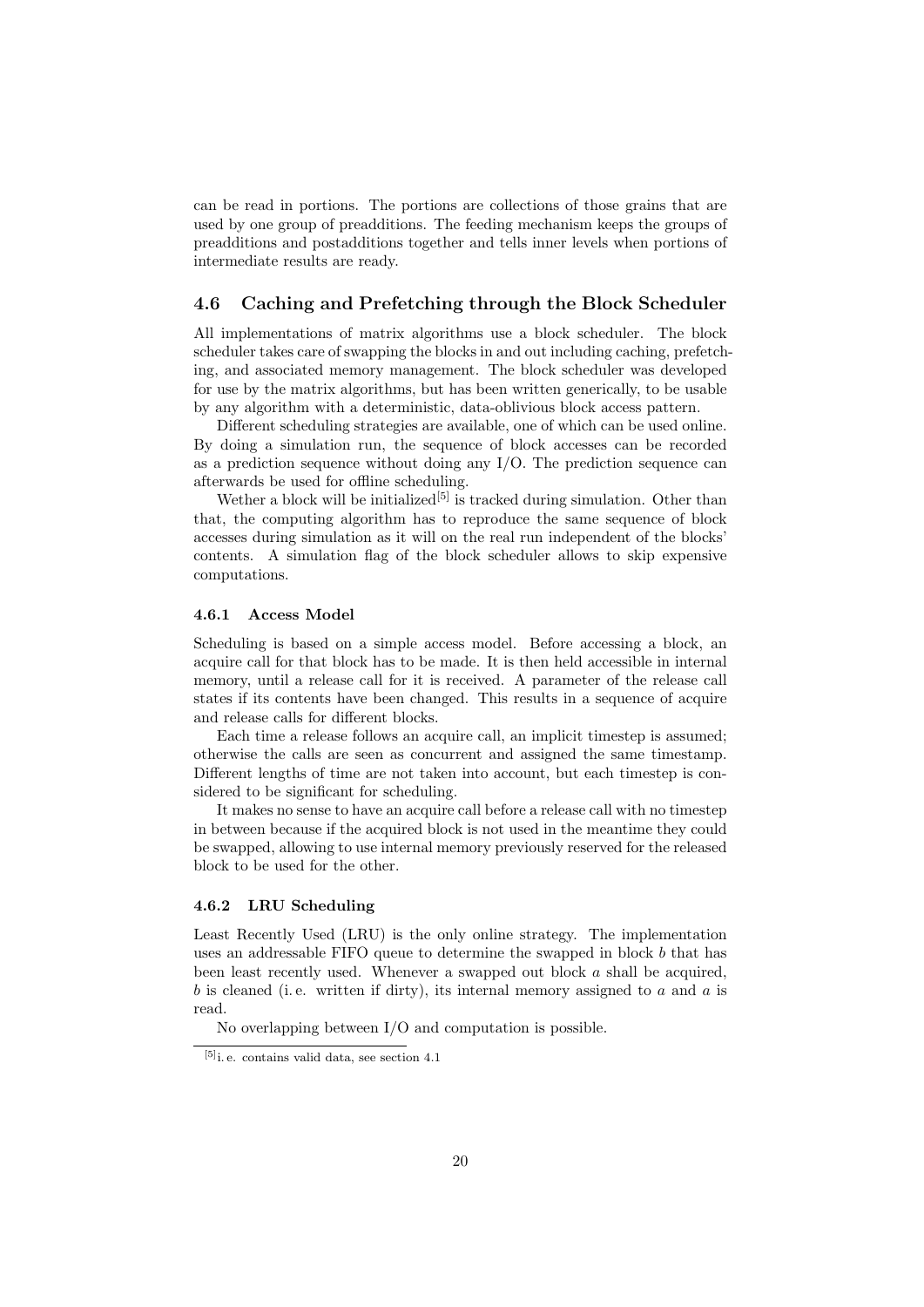can be read in portions. The portions are collections of those grains that are used by one group of preadditions. The feeding mechanism keeps the groups of preadditions and postadditions together and tells inner levels when portions of intermediate results are ready.

## 4.6 Caching and Prefetching through the Block Scheduler

All implementations of matrix algorithms use a block scheduler. The block scheduler takes care of swapping the blocks in and out including caching, prefetching, and associated memory management. The block scheduler was developed for use by the matrix algorithms, but has been written generically, to be usable by any algorithm with a deterministic, data-oblivious block access pattern.

Different scheduling strategies are available, one of which can be used online. By doing a simulation run, the sequence of block accesses can be recorded as a prediction sequence without doing any I/O. The prediction sequence can afterwards be used for offline scheduling.

Wether a block will be initialized[5] is tracked during simulation. Other than that, the computing algorithm has to reproduce the same sequence of block accesses during simulation as it will on the real run independent of the blocks' contents. A simulation flag of the block scheduler allows to skip expensive computations.

### 4.6.1 Access Model

Scheduling is based on a simple access model. Before accessing a block, an acquire call for that block has to be made. It is then held accessible in internal memory, until a release call for it is received. A parameter of the release call states if its contents have been changed. This results in a sequence of acquire and release calls for different blocks.

Each time a release follows an acquire call, an implicit timestep is assumed; otherwise the calls are seen as concurrent and assigned the same timestamp. Different lengths of time are not taken into account, but each timestep is considered to be significant for scheduling.

It makes no sense to have an acquire call before a release call with no timestep in between because if the acquired block is not used in the meantime they could be swapped, allowing to use internal memory previously reserved for the released block to be used for the other.

### 4.6.2 LRU Scheduling

Least Recently Used (LRU) is the only online strategy. The implementation uses an addressable FIFO queue to determine the swapped in block $b$ that has been least recently used. Whenever a swapped out block $a$ shall be acquired, $b$ is cleaned (i. e. written if dirty), its internal memory assigned to $a$ and $a$ is read.

No overlapping between I/O and computation is possible.

[5] i. e. contains valid data, see section 4.1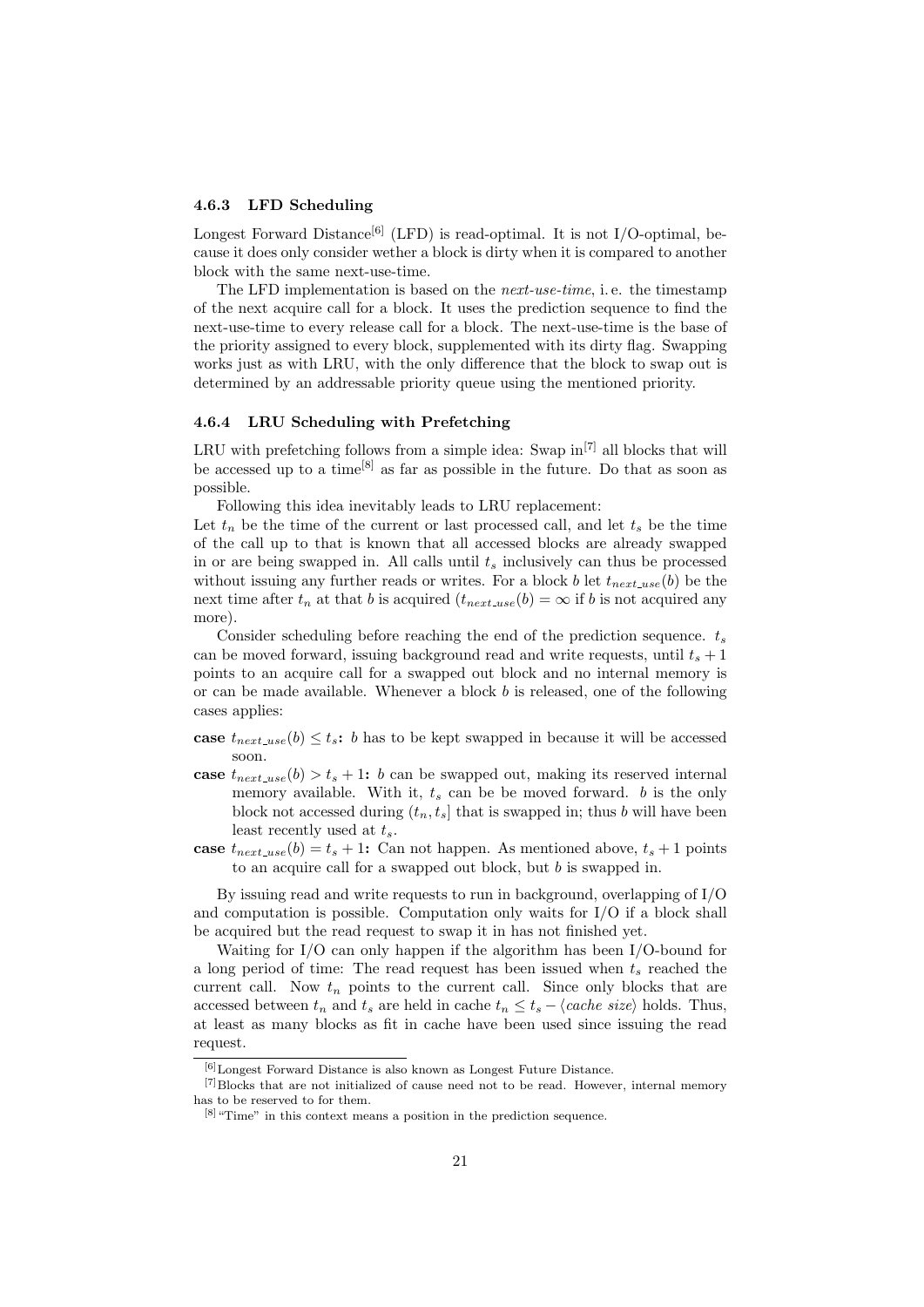### 4.6.3 LFD Scheduling

Longest Forward Distance[6] (LFD) is read-optimal. It is not I/O-optimal, because it does only consider wether a block is dirty when it is compared to another block with the same next-use-time.

The LFD implementation is based on the *next-use-time*, i. e. the timestamp of the next acquire call for a block. It uses the prediction sequence to find the next-use-time to every release call for a block. The next-use-time is the base of the priority assigned to every block, supplemented with its dirty flag. Swapping works just as with LRU, with the only difference that the block to swap out is determined by an addressable priority queue using the mentioned priority.

### 4.6.4 LRU Scheduling with Prefetching

LRU with prefetching follows from a simple idea: Swap in[7] all blocks that will be accessed up to a time[8] as far as possible in the future. Do that as soon as possible.

Following this idea inevitably leads to LRU replacement:

Let $t_n$ be the time of the current or last processed call, and let $t_s$ be the time of the call up to that is known that all accessed blocks are already swapped in or are being swapped in. All calls until $t_s$ inclusively can thus be processed without issuing any further reads or writes. For a block $b$ let $t_{next\_use}(b)$ be the next time after $t_n$ at that $b$ is acquired ($t_{next\_use}(b) = \infty$ if $b$ is not acquired any more).

Consider scheduling before reaching the end of the prediction sequence. $t_s$ can be moved forward, issuing background read and write requests, until $t_s + 1$ points to an acquire call for a swapped out block and no internal memory is or can be made available. Whenever a block $b$ is released, one of the following cases applies:

- **case $t_{next\_use}(b) \leq t_s$:** $b$ has to be kept swapped in because it will be accessed soon.
- **case $t_{next\_use}(b) > t_s + 1$:** $b$ can be swapped out, making its reserved internal memory available. With it, $t_s$ can be be moved forward. $b$ is the only block not accessed during $(t_n, t_s]$ that is swapped in; thus $b$ will have been least recently used at $t_s$.
- **case $t_{next\_use}(b) = t_s + 1$:** Can not happen. As mentioned above, $t_s + 1$ points to an acquire call for a swapped out block, but $b$ is swapped in.

By issuing read and write requests to run in background, overlapping of I/O and computation is possible. Computation only waits for I/O if a block shall be acquired but the read request to swap it in has not finished yet.

Waiting for I/O can only happen if the algorithm has been I/O-bound for a long period of time: The read request has been issued when $t_s$ reached the current call. Now $t_n$ points to the current call. Since only blocks that are accessed between $t_n$ and $t_s$ are held in cache $t_n \leq t_s - \langle \textit{cache size} \rangle$ holds. Thus, at least as many blocks as fit in cache have been used since issuing the read request.

---

[6] Longest Forward Distance is also known as Longest Future Distance.

[7] Blocks that are not initialized of cause need not to be read. However, internal memory has to be reserved to for them.

[8] "Time" in this context means a position in the prediction sequence.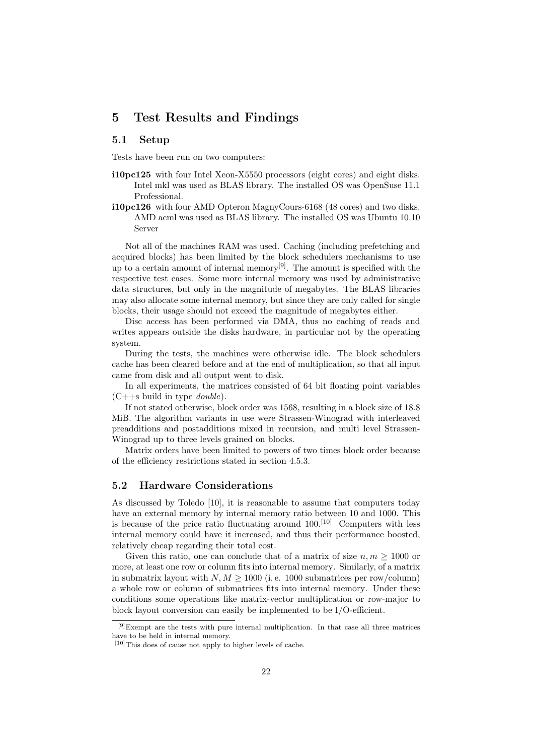# 5 Test Results and Findings

## 5.1 Setup

Tests have been run on two computers:

**i10pc125** with four Intel Xeon-X5550 processors (eight cores) and eight disks. Intel mkl was used as BLAS library. The installed OS was OpenSuse 11.1 Professional.

**i10pc126** with four AMD Opteron MagnyCours-6168 (48 cores) and two disks. AMD acml was used as BLAS library. The installed OS was Ubuntu 10.10 Server

Not all of the machines RAM was used. Caching (including prefetching and acquired blocks) has been limited by the block schedulers mechanisms to use up to a certain amount of internal memory[9]. The amount is specified with the respective test cases. Some more internal memory was used by administrative data structures, but only in the magnitude of megabytes. The BLAS libraries may also allocate some internal memory, but since they are only called for single blocks, their usage should not exceed the magnitude of megabytes either.

Disc access has been performed via DMA, thus no caching of reads and writes appears outside the disks hardware, in particular not by the operating system.

During the tests, the machines were otherwise idle. The block schedulers cache has been cleared before and at the end of multiplication, so that all input came from disk and all output went to disk.

In all experiments, the matrices consisted of 64 bit floating point variables (C++s build in type *double*).

If not stated otherwise, block order was 1568, resulting in a block size of 18.8 MiB. The algorithm variants in use were Strassen-Winograd with interleaved preadditions and postadditions mixed in recursion, and multi level Strassen-Winograd up to three levels grained on blocks.

Matrix orders have been limited to powers of two times block order because of the efficiency restrictions stated in section 4.5.3.

## 5.2 Hardware Considerations

As discussed by Toledo [10], it is reasonable to assume that computers today have an external memory by internal memory ratio between 10 and 1000. This is because of the price ratio fluctuating around 100.[10] Computers with less internal memory could have it increased, and thus their performance boosted, relatively cheap regarding their total cost.

Given this ratio, one can conclude that of a matrix of size $n, m \geq 1000$ or more, at least one row or column fits into internal memory. Similarly, of a matrix in submatrix layout with $N, M \geq 1000$ (i. e. 1000 submatrices per row/column) a whole row or column of submatrices fits into internal memory. Under these conditions some operations like matrix-vector multiplication or row-major to block layout conversion can easily be implemented to be I/O-efficient.

---

[9] Exempt are the tests with pure internal multiplication. In that case all three matrices have to be held in internal memory.

[10] This does of cause not apply to higher levels of cache.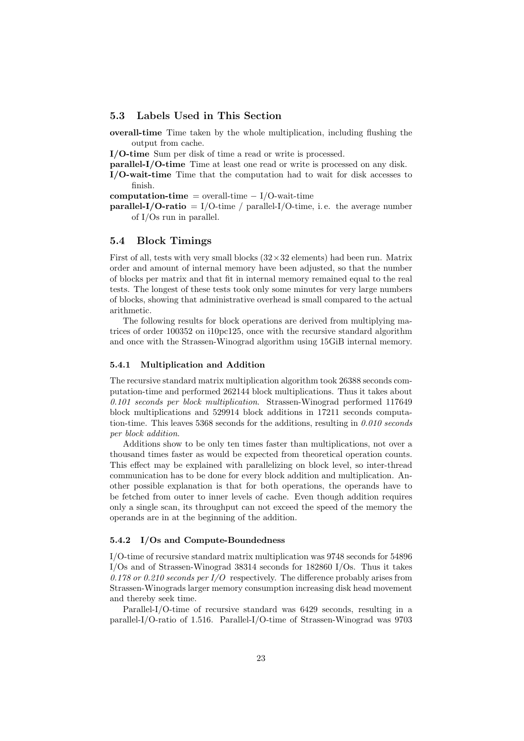### 5.3 Labels Used in This Section

**overall-time** Time taken by the whole multiplication, including flushing the output from cache.

**I/O-time** Sum per disk of time a read or write is processed.

**parallel-I/O-time** Time at least one read or write is processed on any disk.

**I/O-wait-time** Time that the computation had to wait for disk accesses to finish.

**computation-time** = overall-time − I/O-wait-time

**parallel-I/O-ratio** = I/O-time / parallel-I/O-time, i. e. the average number of I/Os run in parallel.

### 5.4 Block Timings

First of all, tests with very small blocks ($32 \times 32$ elements) had been run. Matrix order and amount of internal memory have been adjusted, so that the number of blocks per matrix and that fit in internal memory remained equal to the real tests. The longest of these tests took only some minutes for very large numbers of blocks, showing that administrative overhead is small compared to the actual arithmetic.

The following results for block operations are derived from multiplying matrices of order 100352 on i10pc125, once with the recursive standard algorithm and once with the Strassen-Winograd algorithm using 15GiB internal memory.

#### 5.4.1 Multiplication and Addition

The recursive standard matrix multiplication algorithm took 26388 seconds computation-time and performed 262144 block multiplications. Thus it takes about *0.101 seconds per block multiplication*. Strassen-Winograd performed 117649 block multiplications and 529914 block additions in 17211 seconds computation-time. This leaves 5368 seconds for the additions, resulting in *0.010 seconds per block addition*.

Additions show to be only ten times faster than multiplications, not over a thousand times faster as would be expected from theoretical operation counts. This effect may be explained with parallelizing on block level, so inter-thread communication has to be done for every block addition and multiplication. Another possible explanation is that for both operations, the operands have to be fetched from outer to inner levels of cache. Even though addition requires only a single scan, its throughput can not exceed the speed of the memory the operands are in at the beginning of the addition.

#### 5.4.2 I/Os and Compute-Boundedness

I/O-time of recursive standard matrix multiplication was 9748 seconds for 54896 I/Os and of Strassen-Winograd 38314 seconds for 182860 I/Os. Thus it takes *0.178 or 0.210 seconds per I/O* respectively. The difference probably arises from Strassen-Winograds larger memory consumption increasing disk head movement and thereby seek time.

Parallel-I/O-time of recursive standard was 6429 seconds, resulting in a parallel-I/O-ratio of 1.516. Parallel-I/O-time of Strassen-Winograd was 9703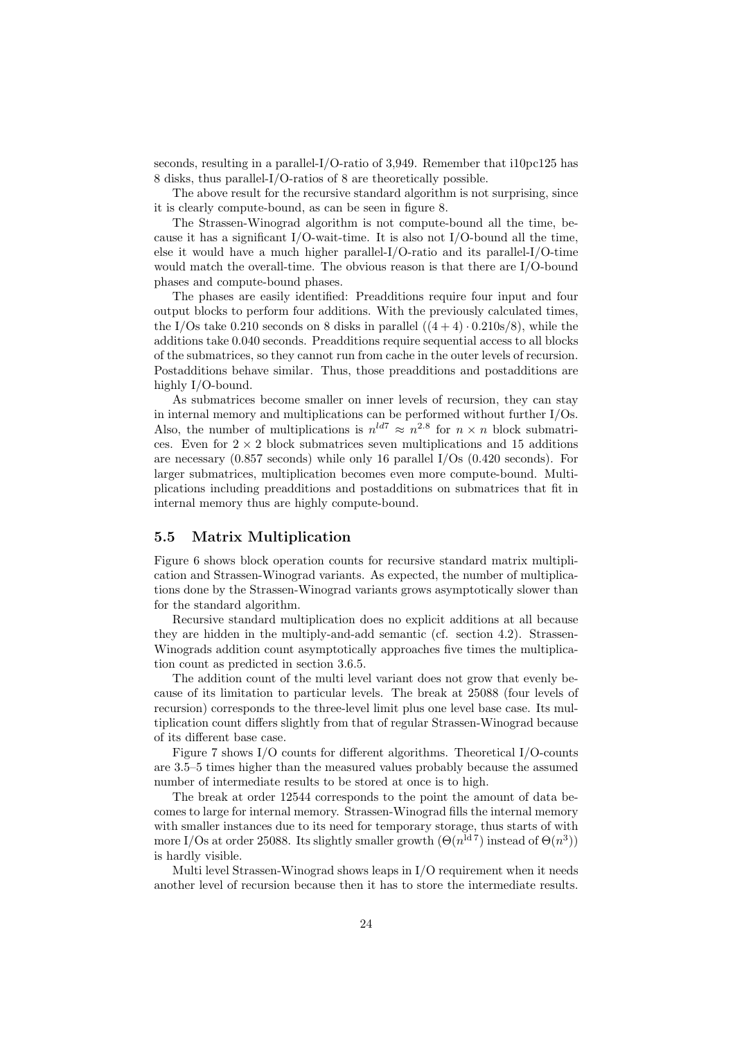seconds, resulting in a parallel-I/O-ratio of 3,949. Remember that i10pc125 has 8 disks, thus parallel-I/O-ratios of 8 are theoretically possible.

The above result for the recursive standard algorithm is not surprising, since it is clearly compute-bound, as can be seen in figure 8.

The Strassen-Winograd algorithm is not compute-bound all the time, because it has a significant I/O-wait-time. It is also not I/O-bound all the time, else it would have a much higher parallel-I/O-ratio and its parallel-I/O-time would match the overall-time. The obvious reason is that there are I/O-bound phases and compute-bound phases.

The phases are easily identified: Preadditions require four input and four output blocks to perform four additions. With the previously calculated times, the I/Os take 0.210 seconds on 8 disks in parallel ($(4+4) \cdot 0.210\text{s}/8$), while the additions take 0.040 seconds. Preadditions require sequential access to all blocks of the submatrices, so they cannot run from cache in the outer levels of recursion. Postadditions behave similar. Thus, those preadditions and postadditions are highly I/O-bound.

As submatrices become smaller on inner levels of recursion, they can stay in internal memory and multiplications can be performed without further I/Os. Also, the number of multiplications is $n^{ld7} \approx n^{2.8}$ for $n \times n$ block submatrices. Even for $2 \times 2$ block submatrices seven multiplications and 15 additions are necessary (0.857 seconds) while only 16 parallel I/Os (0.420 seconds). For larger submatrices, multiplication becomes even more compute-bound. Multiplications including preadditions and postadditions on submatrices that fit in internal memory thus are highly compute-bound.

## 5.5 Matrix Multiplication

Figure 6 shows block operation counts for recursive standard matrix multiplication and Strassen-Winograd variants. As expected, the number of multiplications done by the Strassen-Winograd variants grows asymptotically slower than for the standard algorithm.

Recursive standard multiplication does no explicit additions at all because they are hidden in the multiply-and-add semantic (cf. section 4.2). Strassen-Winograds addition count asymptotically approaches five times the multiplication count as predicted in section 3.6.5.

The addition count of the multi level variant does not grow that evenly because of its limitation to particular levels. The break at 25088 (four levels of recursion) corresponds to the three-level limit plus one level base case. Its multiplication count differs slightly from that of regular Strassen-Winograd because of its different base case.

Figure 7 shows I/O counts for different algorithms. Theoretical I/O-counts are 3.5–5 times higher than the measured values probably because the assumed number of intermediate results to be stored at once is to high.

The break at order 12544 corresponds to the point the amount of data becomes to large for internal memory. Strassen-Winograd fills the internal memory with smaller instances due to its need for temporary storage, thus starts of with more I/Os at order 25088. Its slightly smaller growth ($\Theta(n^{\text{ld}\,7})$ instead of $\Theta(n^3)$) is hardly visible.

Multi level Strassen-Winograd shows leaps in I/O requirement when it needs another level of recursion because then it has to store the intermediate results.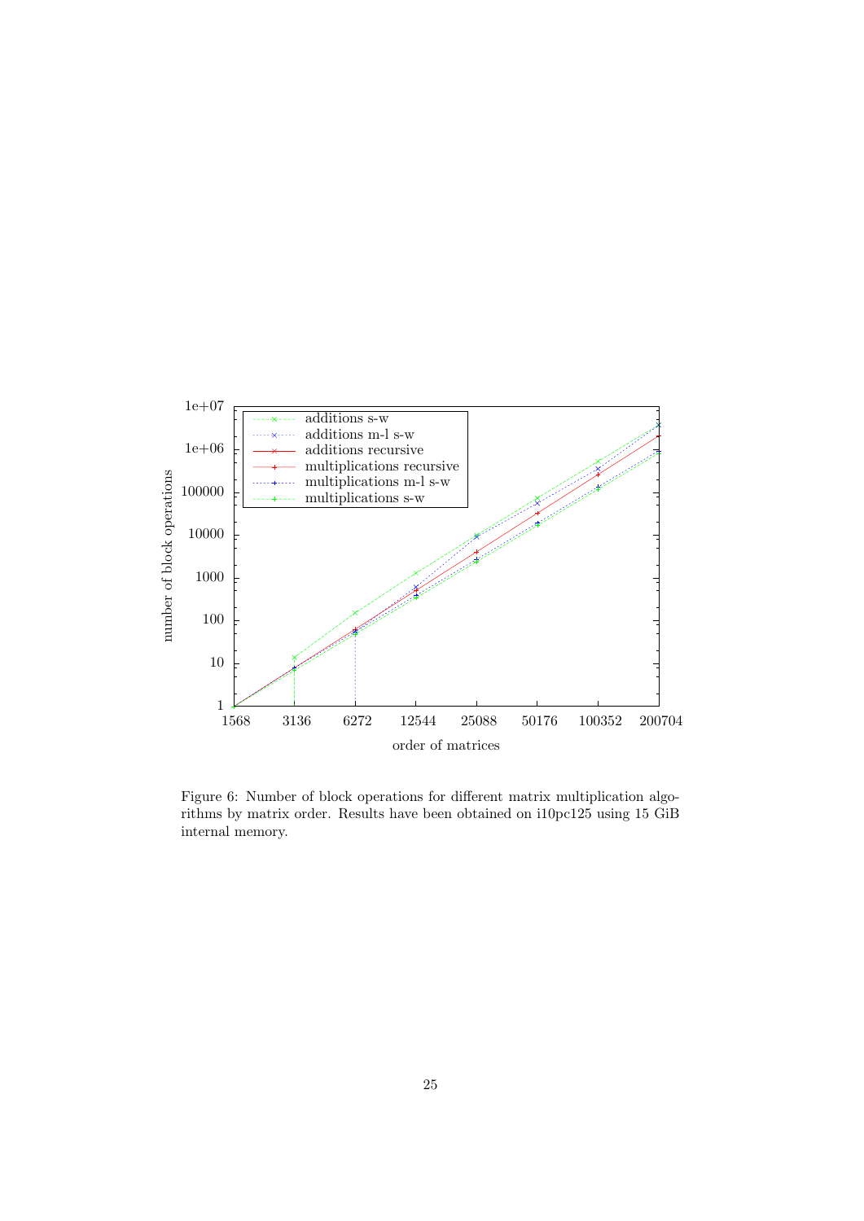Figure 6: Number of block operations for different matrix multiplication algorithms by matrix order. Results have been obtained on i10pc125 using 15 GiB internal memory.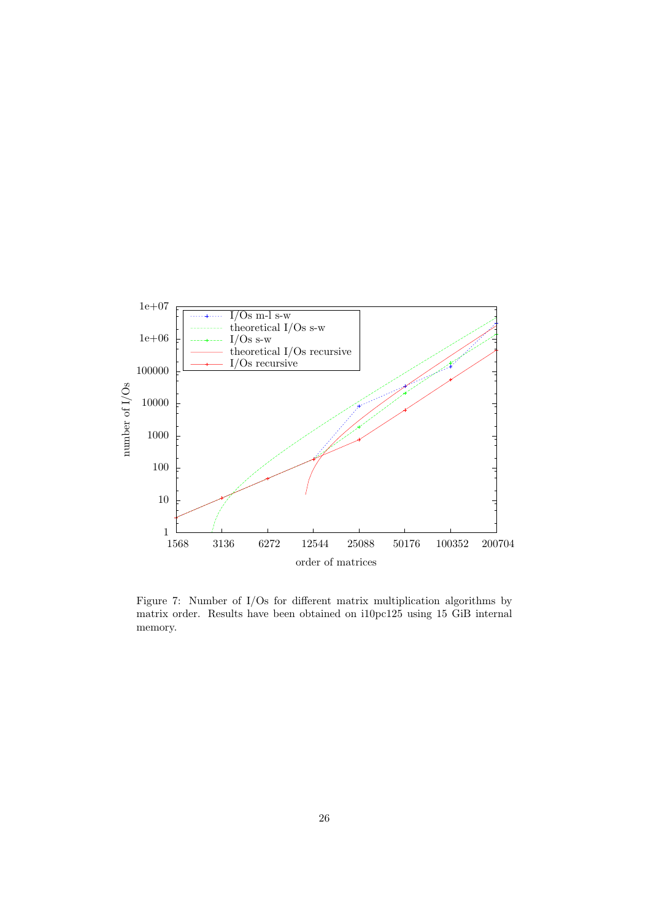Figure 7: Number of I/Os for different matrix multiplication algorithms by matrix order. Results have been obtained on i10pc125 using 15 GiB internal memory.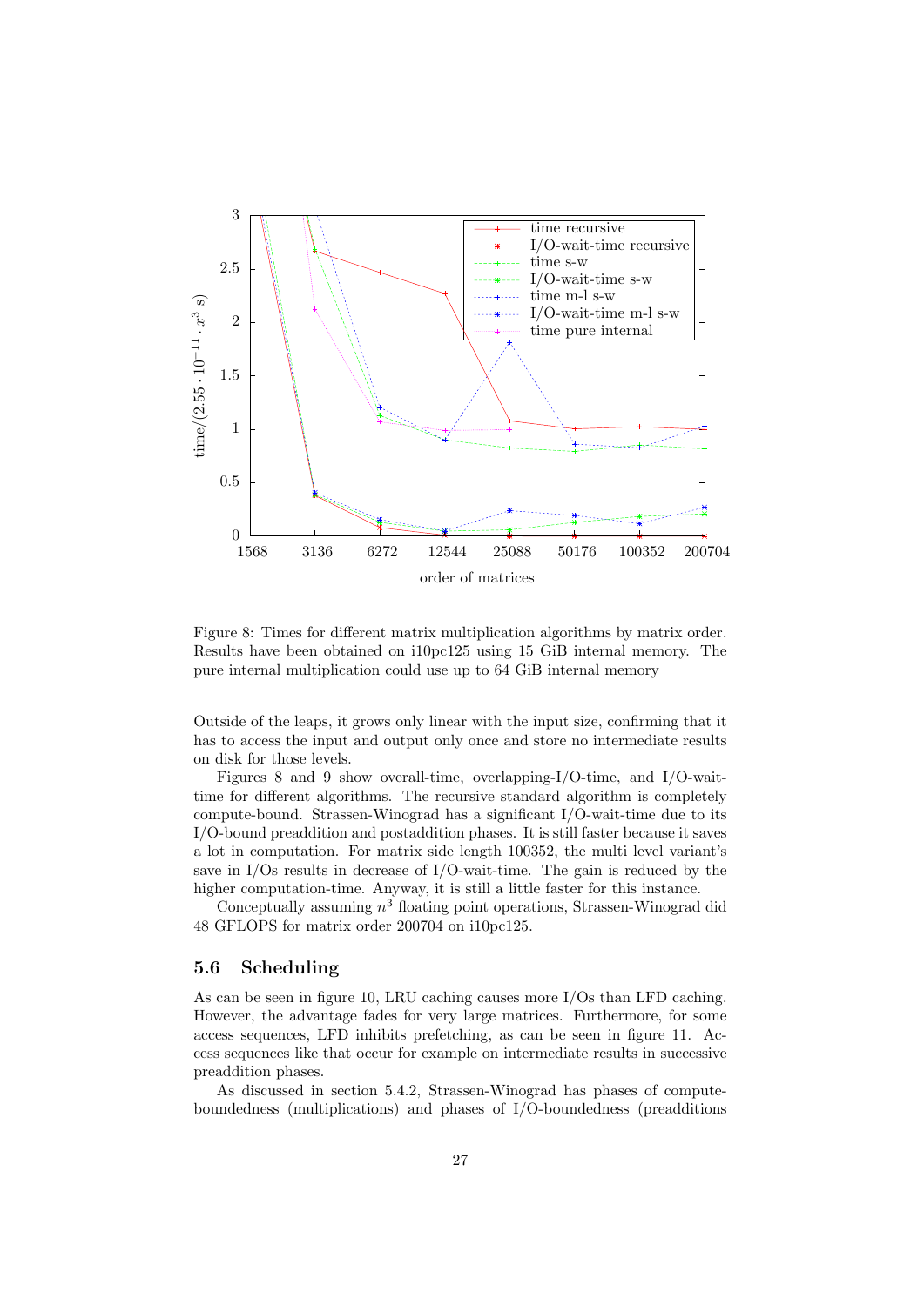Figure 8: Times for different matrix multiplication algorithms by matrix order. Results have been obtained on i10pc125 using 15 GiB internal memory. The pure internal multiplication could use up to 64 GiB internal memory

Outside of the leaps, it grows only linear with the input size, confirming that it has to access the input and output only once and store no intermediate results on disk for those levels.

Figures 8 and 9 show overall-time, overlapping-I/O-time, and I/O-wait-time for different algorithms. The recursive standard algorithm is completely compute-bound. Strassen-Winograd has a significant I/O-wait-time due to its I/O-bound preaddition and postaddition phases. It is still faster because it saves a lot in computation. For matrix side length 100352, the multi level variant's save in I/Os results in decrease of I/O-wait-time. The gain is reduced by the higher computation-time. Anyway, it is still a little faster for this instance.

Conceptually assuming $n^3$ floating point operations, Strassen-Winograd did 48 GFLOPS for matrix order 200704 on i10pc125.

### 5.6 Scheduling

As can be seen in figure 10, LRU caching causes more I/Os than LFD caching. However, the advantage fades for very large matrices. Furthermore, for some access sequences, LFD inhibits prefetching, as can be seen in figure 11. Access sequences like that occur for example on intermediate results in successive preaddition phases.

As discussed in section 5.4.2, Strassen-Winograd has phases of compute-boundedness (multiplications) and phases of I/O-boundedness (preadditions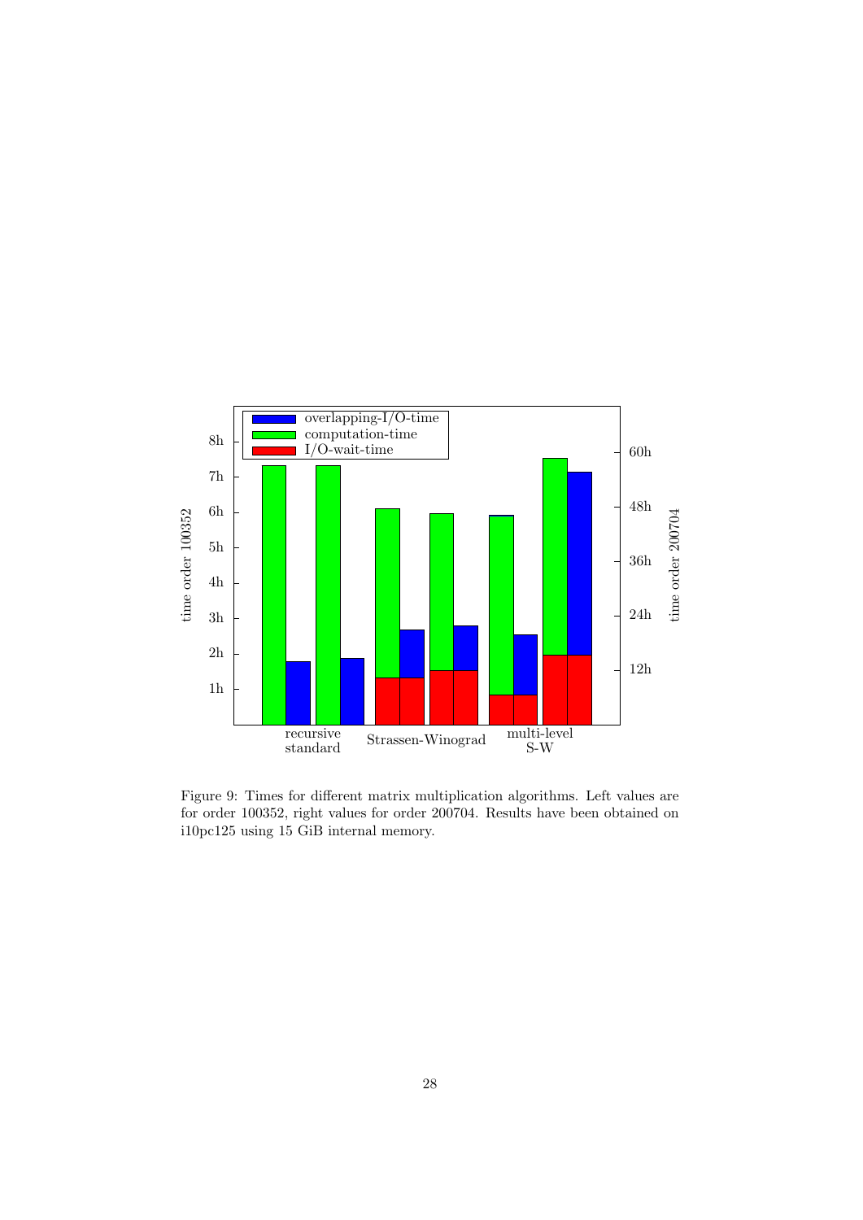Figure 9: Times for different matrix multiplication algorithms. Left values are for order 100352, right values for order 200704. Results have been obtained on i10pc125 using 15 GiB internal memory.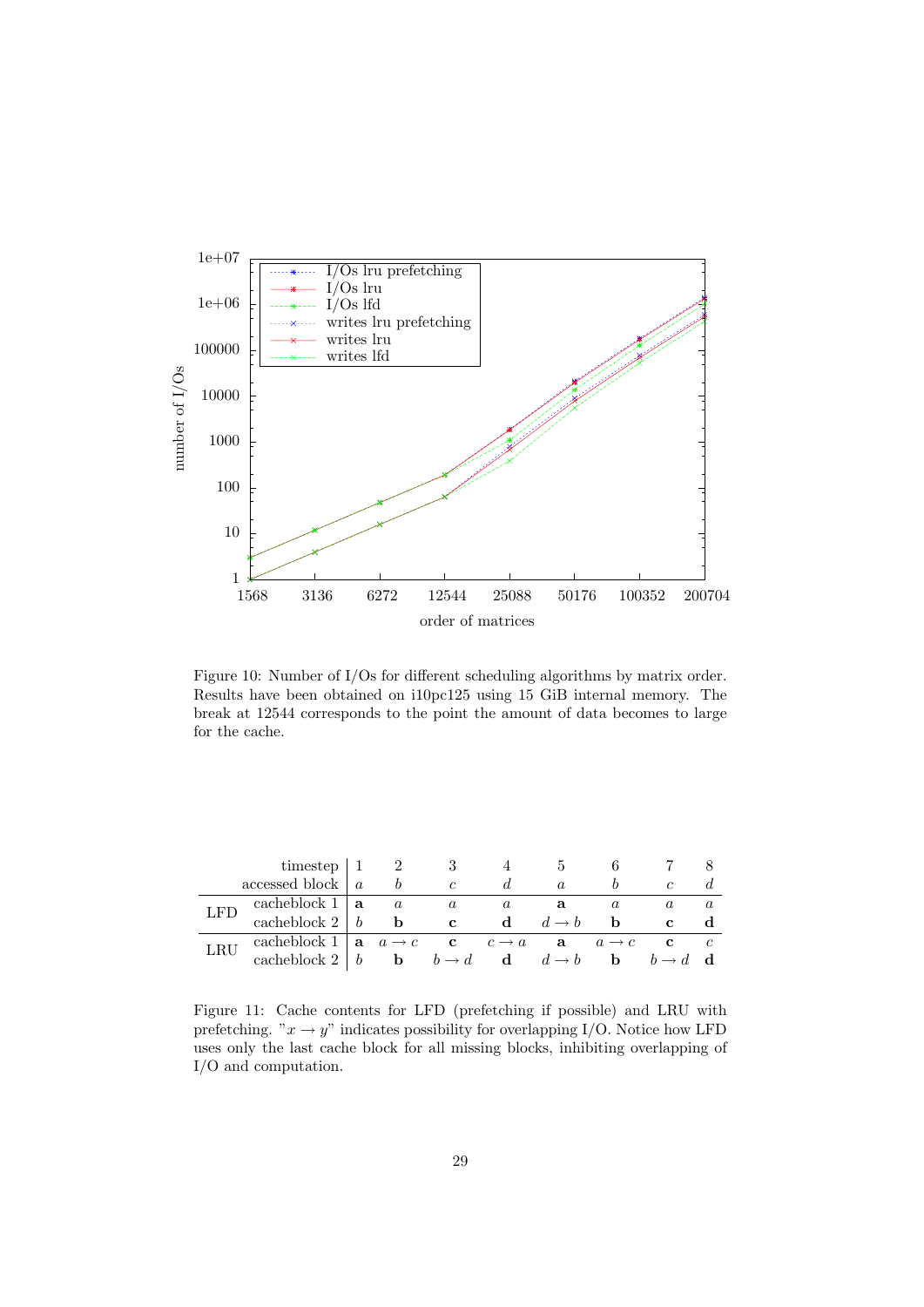Figure 10: Number of I/Os for different scheduling algorithms by matrix order. Results have been obtained on i10pc125 using 15 GiB internal memory. The break at 12544 corresponds to the point the amount of data becomes to large for the cache.

| | timestep | 1 | 2 | 3 | 4 | 5 | 6 | 7 | 8 |
|---|---|---|---|---|---|---|---|---|---|
| | accessed block | $a$ | $b$ | $c$ | $d$ | $a$ | $b$ | $c$ | $d$ |
| LFD | cacheblock 1 | **a** | $a$ | $a$ | $a$ | **a** | $a$ | $a$ | $a$ |
| | cacheblock 2 | $b$ | **b** | **c** | **d** | $d \rightarrow b$ | **b** | **c** | **d** |
| LRU | cacheblock 1 | **a** | $a \rightarrow c$ | **c** | $c \rightarrow a$ | **a** | $a \rightarrow c$ | **c** | $c$ |
| | cacheblock 2 | $b$ | **b** | $b \rightarrow d$ | **d** | $d \rightarrow b$ | **b** | $b \rightarrow d$ | **d** |

Figure 11: Cache contents for LFD (prefetching if possible) and LRU with prefetching. "$x \rightarrow y$" indicates possibility for overlapping I/O. Notice how LFD uses only the last cache block for all missing blocks, inhibiting overlapping of I/O and computation.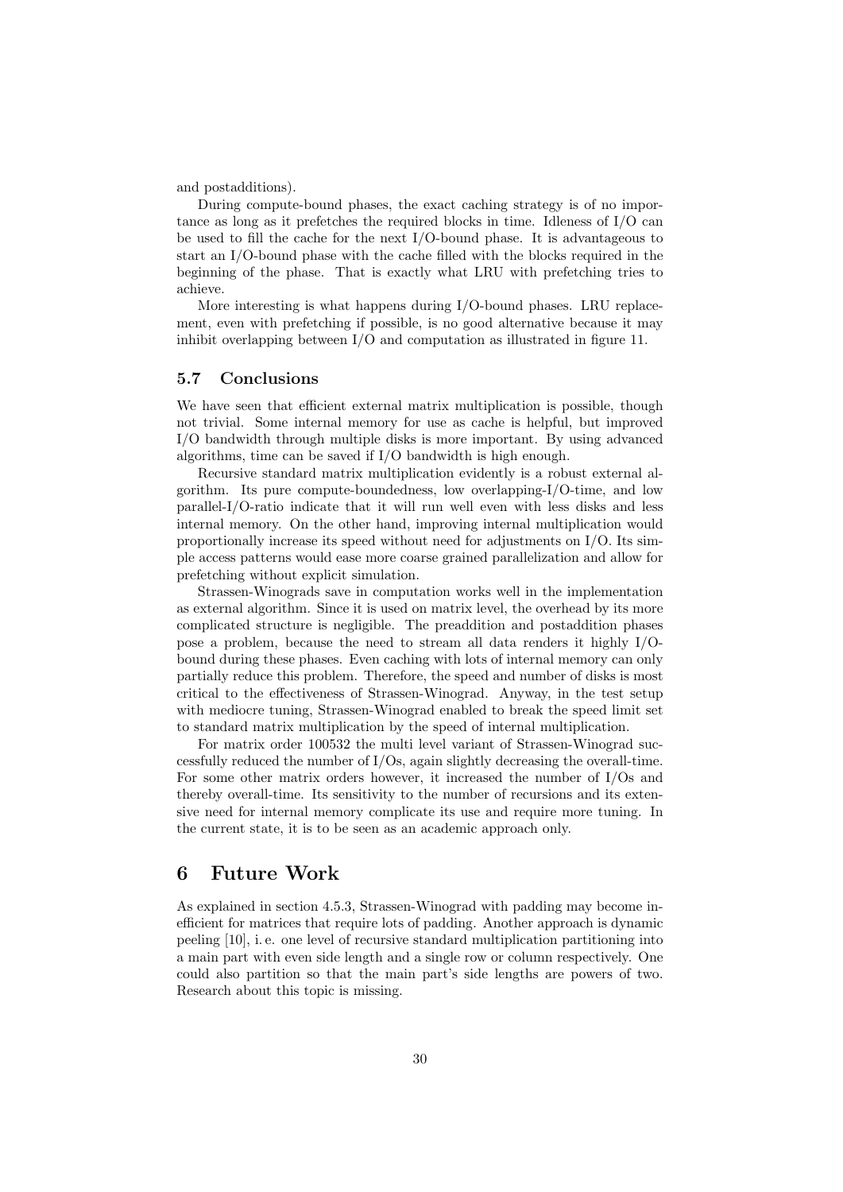and postadditions).

During compute-bound phases, the exact caching strategy is of no importance as long as it prefetches the required blocks in time. Idleness of I/O can be used to fill the cache for the next I/O-bound phase. It is advantageous to start an I/O-bound phase with the cache filled with the blocks required in the beginning of the phase. That is exactly what LRU with prefetching tries to achieve.

More interesting is what happens during I/O-bound phases. LRU replacement, even with prefetching if possible, is no good alternative because it may inhibit overlapping between I/O and computation as illustrated in figure 11.

### 5.7 Conclusions

We have seen that efficient external matrix multiplication is possible, though not trivial. Some internal memory for use as cache is helpful, but improved I/O bandwidth through multiple disks is more important. By using advanced algorithms, time can be saved if I/O bandwidth is high enough.

Recursive standard matrix multiplication evidently is a robust external algorithm. Its pure compute-boundedness, low overlapping-I/O-time, and low parallel-I/O-ratio indicate that it will run well even with less disks and less internal memory. On the other hand, improving internal multiplication would proportionally increase its speed without need for adjustments on I/O. Its simple access patterns would ease more coarse grained parallelization and allow for prefetching without explicit simulation.

Strassen-Winograds save in computation works well in the implementation as external algorithm. Since it is used on matrix level, the overhead by its more complicated structure is negligible. The preaddition and postaddition phases pose a problem, because the need to stream all data renders it highly I/O-bound during these phases. Even caching with lots of internal memory can only partially reduce this problem. Therefore, the speed and number of disks is most critical to the effectiveness of Strassen-Winograd. Anyway, in the test setup with mediocre tuning, Strassen-Winograd enabled to break the speed limit set to standard matrix multiplication by the speed of internal multiplication.

For matrix order 100532 the multi level variant of Strassen-Winograd successfully reduced the number of I/Os, again slightly decreasing the overall-time. For some other matrix orders however, it increased the number of I/Os and thereby overall-time. Its sensitivity to the number of recursions and its extensive need for internal memory complicate its use and require more tuning. In the current state, it is to be seen as an academic approach only.

## 6 Future Work

As explained in section 4.5.3, Strassen-Winograd with padding may become inefficient for matrices that require lots of padding. Another approach is dynamic peeling [10], i. e. one level of recursive standard multiplication partitioning into a main part with even side length and a single row or column respectively. One could also partition so that the main part's side lengths are powers of two. Research about this topic is missing.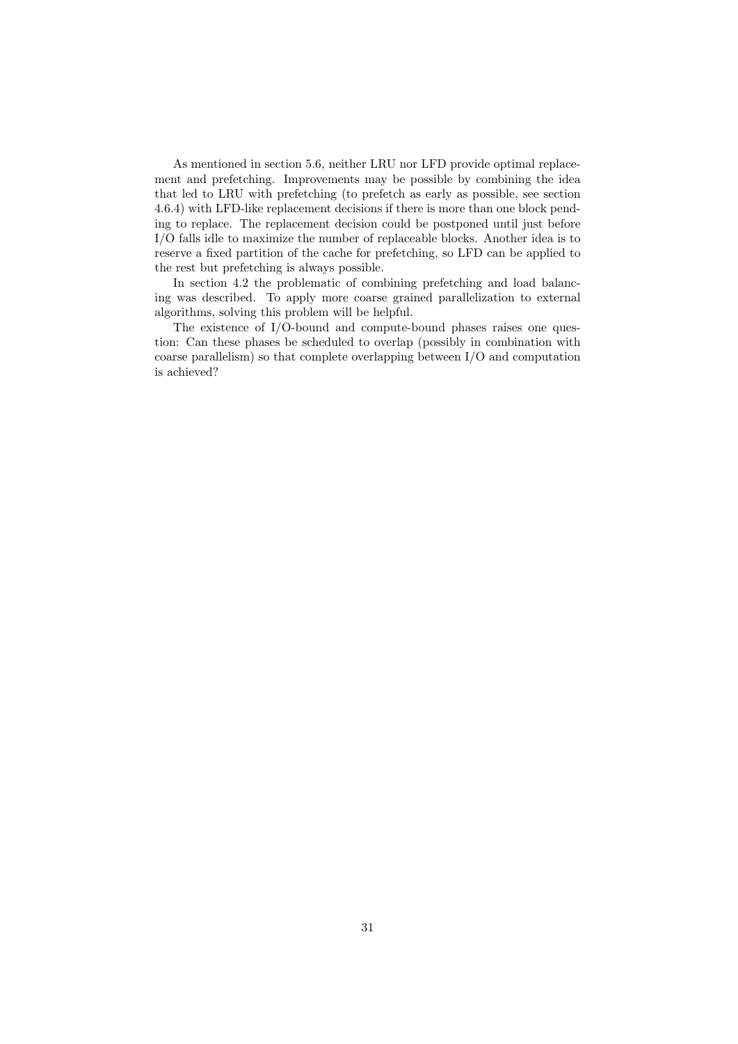As mentioned in section 5.6, neither LRU nor LFD provide optimal replacement and prefetching. Improvements may be possible by combining the idea that led to LRU with prefetching (to prefetch as early as possible, see section 4.6.4) with LFD-like replacement decisions if there is more than one block pending to replace. The replacement decision could be postponed until just before I/O falls idle to maximize the number of replaceable blocks. Another idea is to reserve a fixed partition of the cache for prefetching, so LFD can be applied to the rest but prefetching is always possible.

In section 4.2 the problematic of combining prefetching and load balancing was described. To apply more coarse grained parallelization to external algorithms, solving this problem will be helpful.

The existence of I/O-bound and compute-bound phases raises one question: Can these phases be scheduled to overlap (possibly in combination with coarse parallelism) so that complete overlapping between I/O and computation is achieved?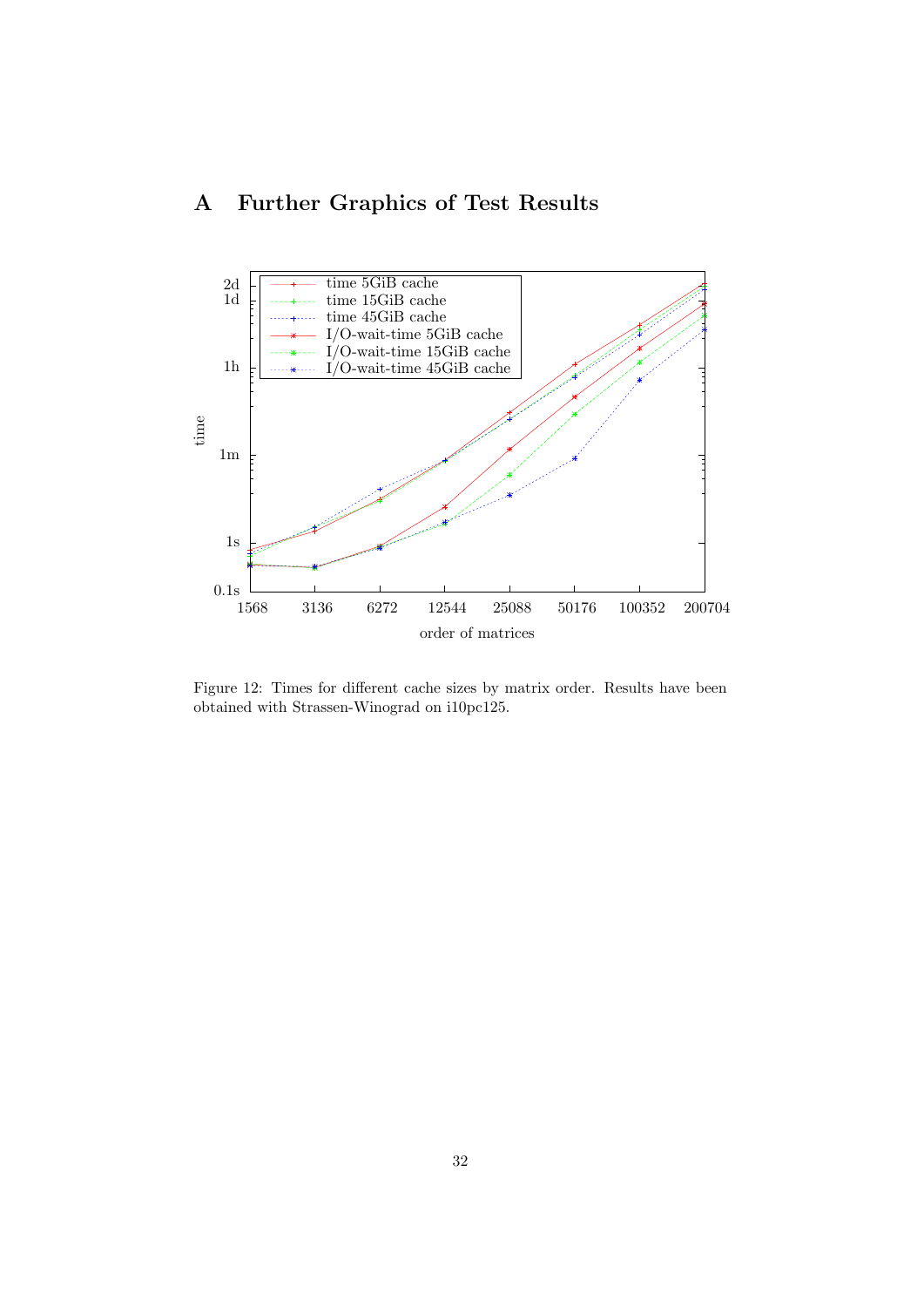# A Further Graphics of Test Results

Figure 12: Times for different cache sizes by matrix order. Results have been obtained with Strassen-Winograd on i10pc125.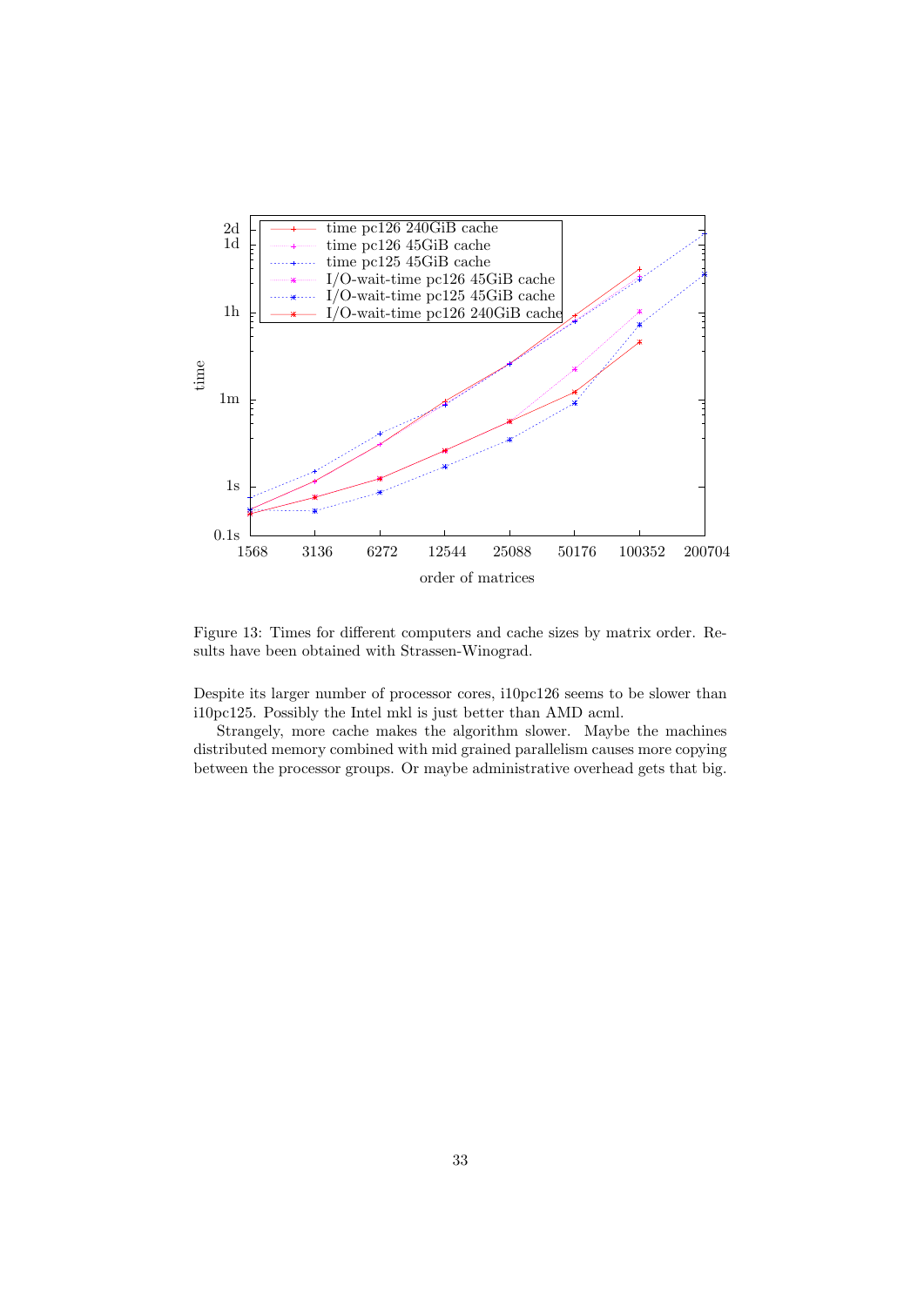Figure 13: Times for different computers and cache sizes by matrix order. Results have been obtained with Strassen-Winograd.

Despite its larger number of processor cores, i10pc126 seems to be slower than i10pc125. Possibly the Intel mkl is just better than AMD acml.

Strangely, more cache makes the algorithm slower. Maybe the machines distributed memory combined with mid grained parallelism causes more copying between the processor groups. Or maybe administrative overhead gets that big.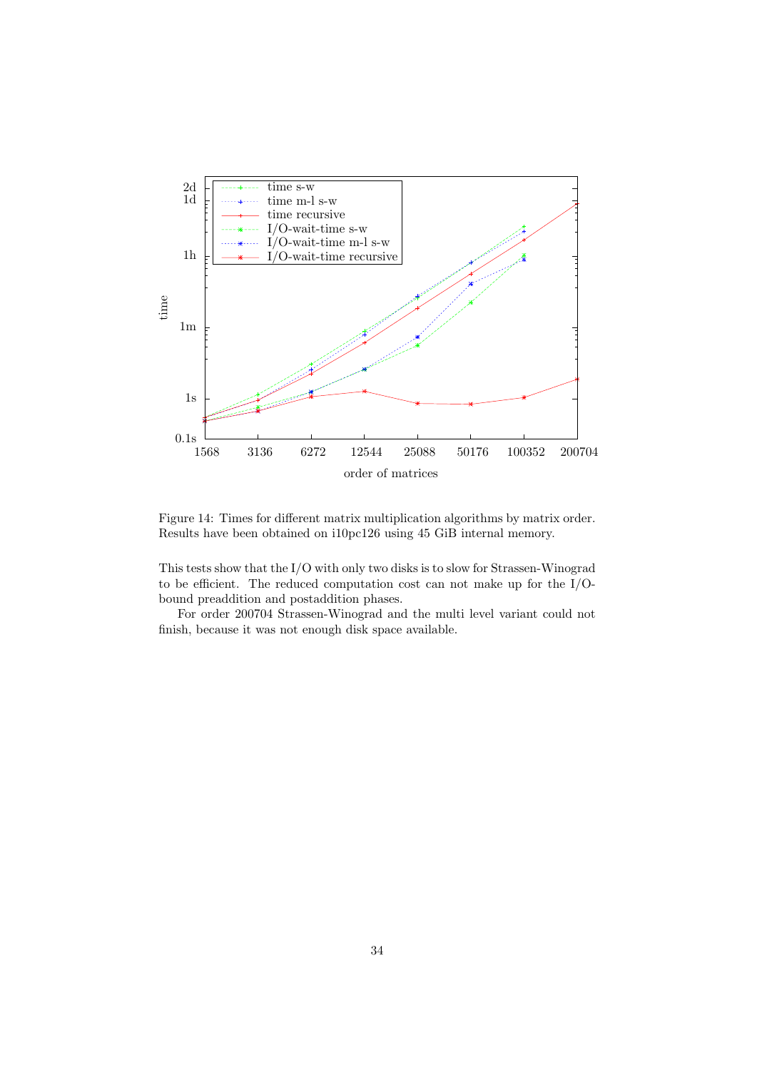Figure 14: Times for different matrix multiplication algorithms by matrix order. Results have been obtained on i10pc126 using 45 GiB internal memory.

This tests show that the I/O with only two disks is to slow for Strassen-Winograd to be efficient. The reduced computation cost can not make up for the I/O-bound preaddition and postaddition phases.

For order 200704 Strassen-Winograd and the multi level variant could not finish, because it was not enough disk space available.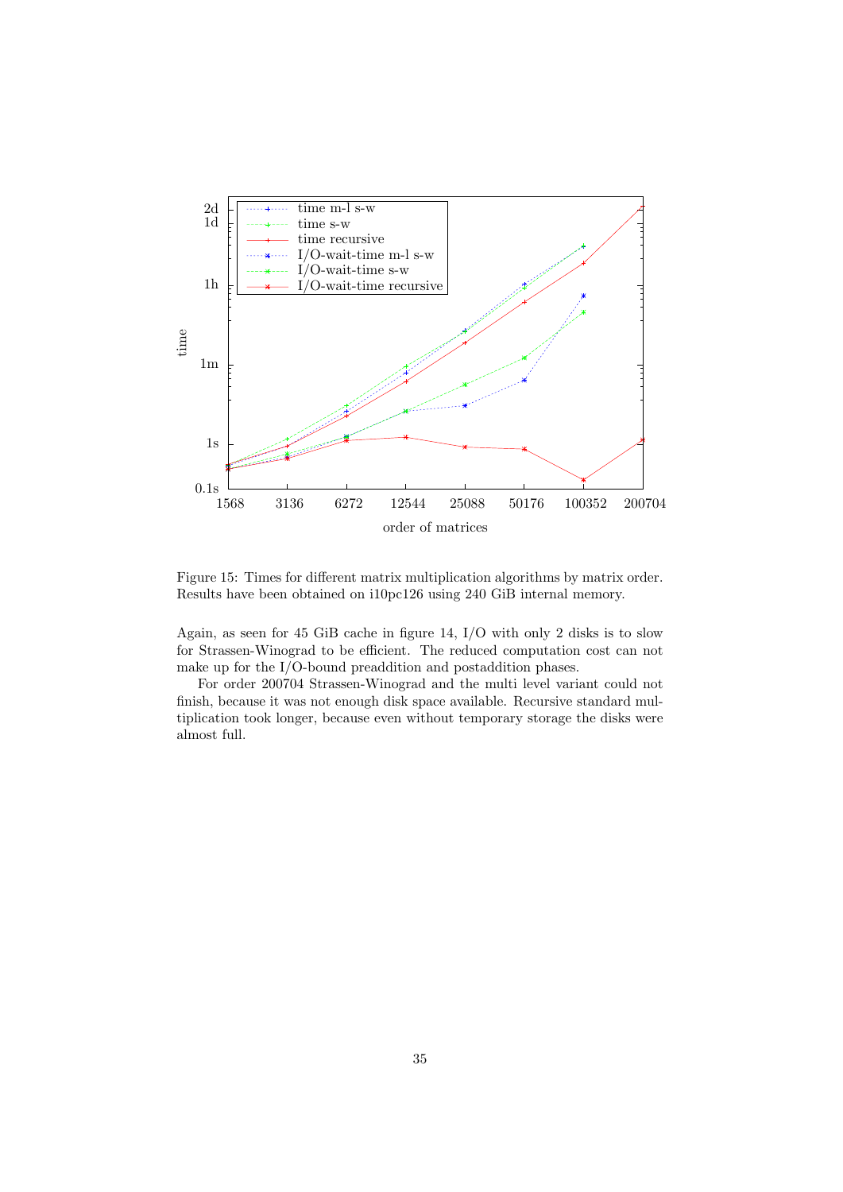Figure 15: Times for different matrix multiplication algorithms by matrix order. Results have been obtained on i10pc126 using 240 GiB internal memory.

Again, as seen for 45 GiB cache in figure 14, I/O with only 2 disks is to slow for Strassen-Winograd to be efficient. The reduced computation cost can not make up for the I/O-bound preaddition and postaddition phases.

For order 200704 Strassen-Winograd and the multi level variant could not finish, because it was not enough disk space available. Recursive standard multiplication took longer, because even without temporary storage the disks were almost full.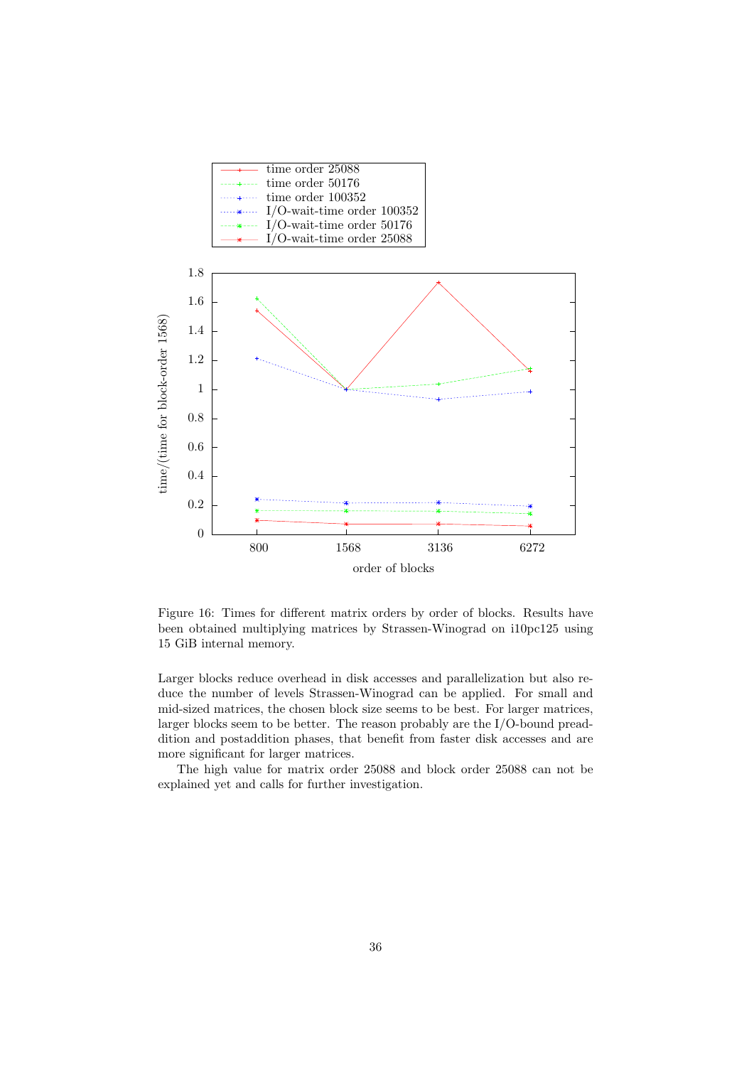Figure 16: Times for different matrix orders by order of blocks. Results have been obtained multiplying matrices by Strassen-Winograd on i10pc125 using 15 GiB internal memory.

Larger blocks reduce overhead in disk accesses and parallelization but also reduce the number of levels Strassen-Winograd can be applied. For small and mid-sized matrices, the chosen block size seems to be best. For larger matrices, larger blocks seem to be better. The reason probably are the I/O-bound preaddition and postaddition phases, that benefit from faster disk accesses and are more significant for larger matrices.

The high value for matrix order 25088 and block order 25088 can not be explained yet and calls for further investigation.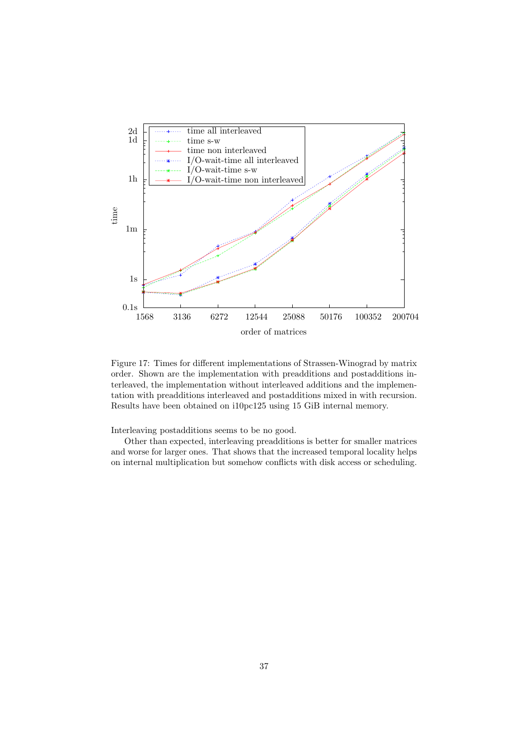Figure 17: Times for different implementations of Strassen-Winograd by matrix order. Shown are the implementation with preadditions and postadditions interleaved, the implementation without interleaved additions and the implementation with preadditions interleaved and postadditions mixed in with recursion. Results have been obtained on i10pc125 using 15 GiB internal memory.

Interleaving postadditions seems to be no good.

Other than expected, interleaving preadditions is better for smaller matrices and worse for larger ones. That shows that the increased temporal locality helps on internal multiplication but somehow conflicts with disk access or scheduling.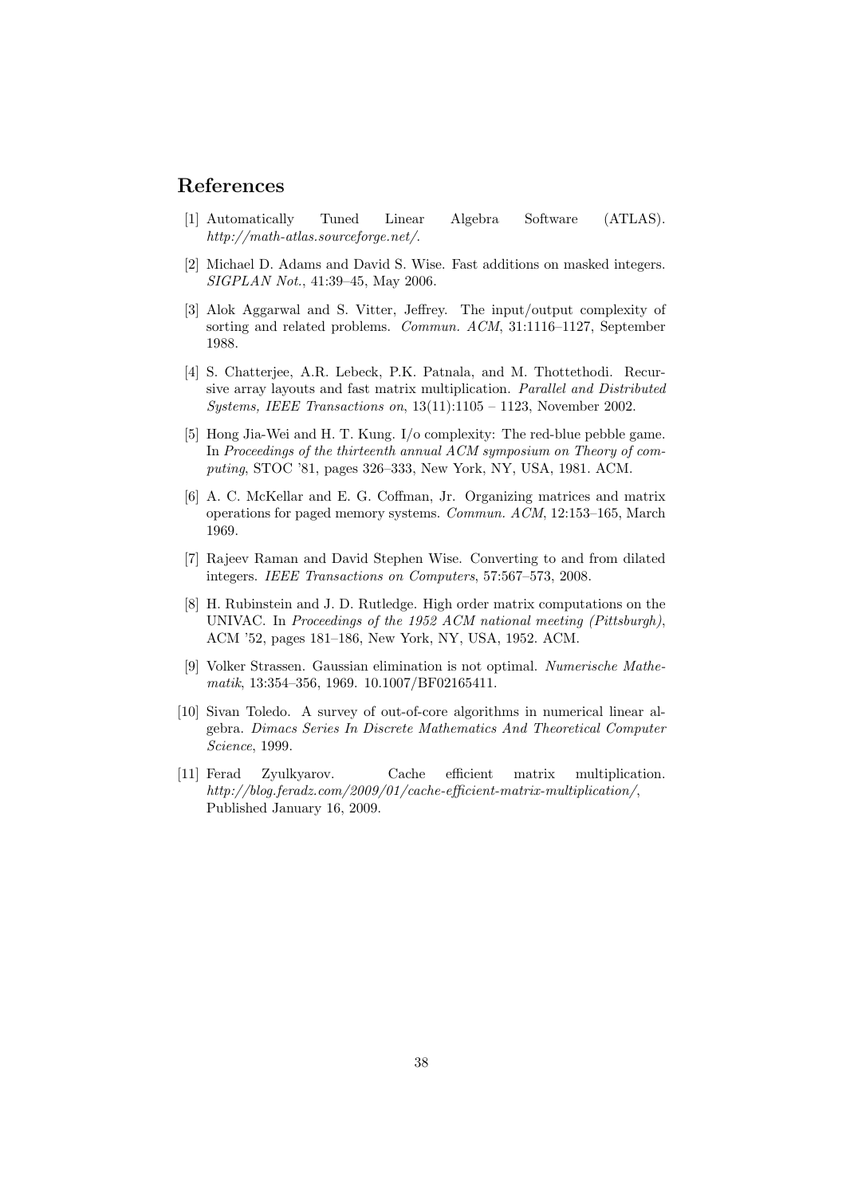# References

[1] Automatically Tuned Linear Algebra Software (ATLAS). *http://math-atlas.sourceforge.net/*.

[2] Michael D. Adams and David S. Wise. Fast additions on masked integers. *SIGPLAN Not.*, 41:39–45, May 2006.

[3] Alok Aggarwal and S. Vitter, Jeffrey. The input/output complexity of sorting and related problems. *Commun. ACM*, 31:1116–1127, September 1988.

[4] S. Chatterjee, A.R. Lebeck, P.K. Patnala, and M. Thottethodi. Recursive array layouts and fast matrix multiplication. *Parallel and Distributed Systems, IEEE Transactions on*, 13(11):1105 – 1123, November 2002.

[5] Hong Jia-Wei and H. T. Kung. I/o complexity: The red-blue pebble game. In *Proceedings of the thirteenth annual ACM symposium on Theory of computing*, STOC '81, pages 326–333, New York, NY, USA, 1981. ACM.

[6] A. C. McKellar and E. G. Coffman, Jr. Organizing matrices and matrix operations for paged memory systems. *Commun. ACM*, 12:153–165, March 1969.

[7] Rajeev Raman and David Stephen Wise. Converting to and from dilated integers. *IEEE Transactions on Computers*, 57:567–573, 2008.

[8] H. Rubinstein and J. D. Rutledge. High order matrix computations on the UNIVAC. In *Proceedings of the 1952 ACM national meeting (Pittsburgh)*, ACM '52, pages 181–186, New York, NY, USA, 1952. ACM.

[9] Volker Strassen. Gaussian elimination is not optimal. *Numerische Mathematik*, 13:354–356, 1969. 10.1007/BF02165411.

[10] Sivan Toledo. A survey of out-of-core algorithms in numerical linear algebra. *Dimacs Series In Discrete Mathematics And Theoretical Computer Science*, 1999.

[11] Ferad Zyulkyarov. Cache efficient matrix multiplication. *http://blog.feradz.com/2009/01/cache-efficient-matrix-multiplication/*, Published January 16, 2009.